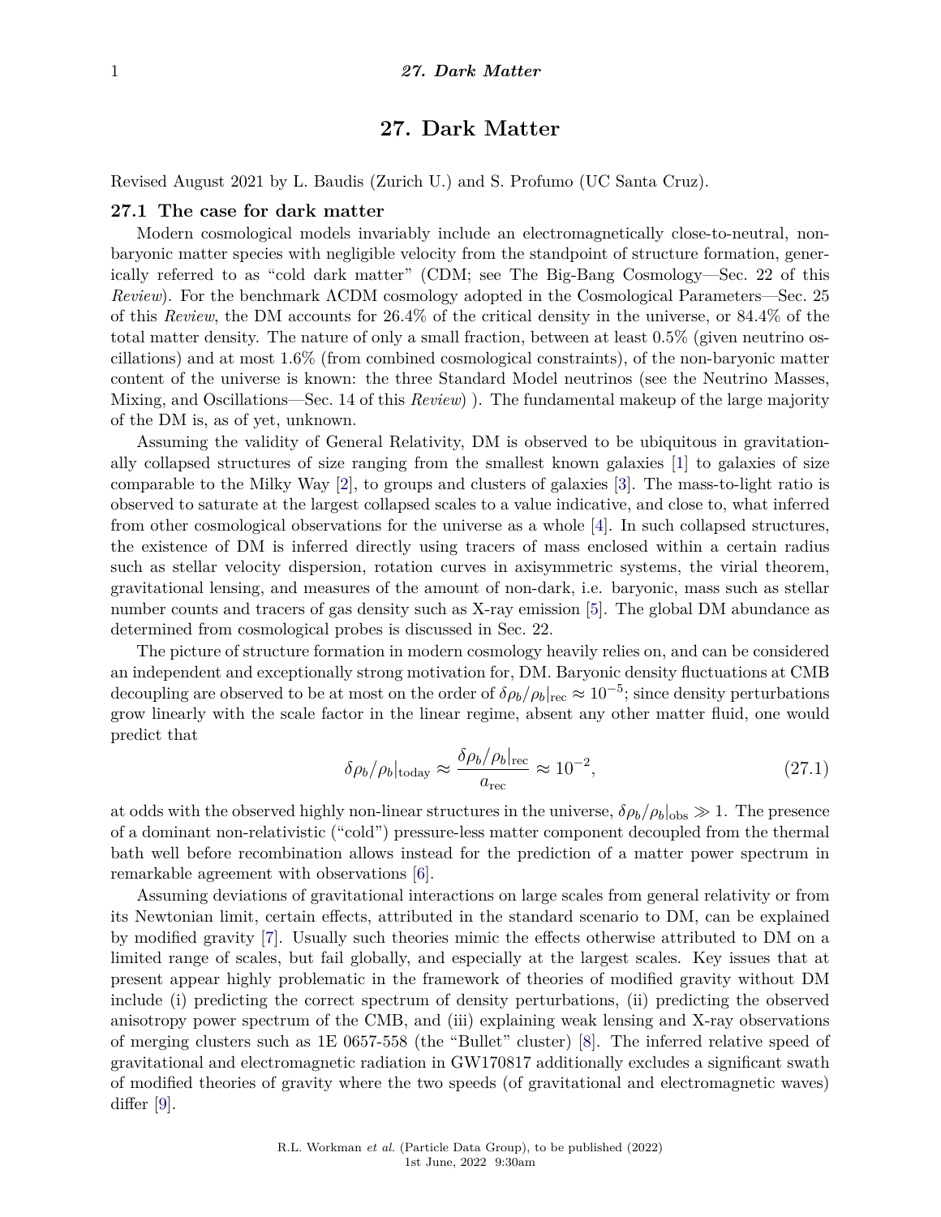# 27. Dark Matter

Revised August 2021 by L. Baudis (Zurich U.) and S. Profumo (UC Santa Cruz).

## 27.1 The case for dark matter

Modern cosmological models invariably include an electromagnetically close-to-neutral, non-baryonic matter species with negligible velocity from the standpoint of structure formation, generically referred to as "cold dark matter" (CDM; see The Big-Bang Cosmology—Sec. 22 of this *Review*). For the benchmark ΛCDM cosmology adopted in the Cosmological Parameters—Sec. 25 of this *Review*, the DM accounts for 26.4% of the critical density in the universe, or 84.4% of the total matter density. The nature of only a small fraction, between at least 0.5% (given neutrino oscillations) and at most 1.6% (from combined cosmological constraints), of the non-baryonic matter content of the universe is known: the three Standard Model neutrinos (see the Neutrino Masses, Mixing, and Oscillations—Sec. 14 of this *Review*) ). The fundamental makeup of the large majority of the DM is, as of yet, unknown.

Assuming the validity of General Relativity, DM is observed to be ubiquitous in gravitationally collapsed structures of size ranging from the smallest known galaxies [1] to galaxies of size comparable to the Milky Way [2], to groups and clusters of galaxies [3]. The mass-to-light ratio is observed to saturate at the largest collapsed scales to a value indicative, and close to, what inferred from other cosmological observations for the universe as a whole [4]. In such collapsed structures, the existence of DM is inferred directly using tracers of mass enclosed within a certain radius such as stellar velocity dispersion, rotation curves in axisymmetric systems, the virial theorem, gravitational lensing, and measures of the amount of non-dark, i.e. baryonic, mass such as stellar number counts and tracers of gas density such as X-ray emission [5]. The global DM abundance as determined from cosmological probes is discussed in Sec. 22.

The picture of structure formation in modern cosmology heavily relies on, and can be considered an independent and exceptionally strong motivation for, DM. Baryonic density fluctuations at CMB decoupling are observed to be at most on the order of $\delta\rho_b/\rho_b|_{\rm rec} \approx 10^{-5}$; since density perturbations grow linearly with the scale factor in the linear regime, absent any other matter fluid, one would predict that

$$\delta\rho_b/\rho_b|_{\rm today} \approx \frac{\delta\rho_b/\rho_b|_{\rm rec}}{a_{\rm rec}} \approx 10^{-2}, \tag{27.1}$$

at odds with the observed highly non-linear structures in the universe, $\delta\rho_b/\rho_b|_{\rm obs} \gg 1$. The presence of a dominant non-relativistic ("cold") pressure-less matter component decoupled from the thermal bath well before recombination allows instead for the prediction of a matter power spectrum in remarkable agreement with observations [6].

Assuming deviations of gravitational interactions on large scales from general relativity or from its Newtonian limit, certain effects, attributed in the standard scenario to DM, can be explained by modified gravity [7]. Usually such theories mimic the effects otherwise attributed to DM on a limited range of scales, but fail globally, and especially at the largest scales. Key issues that at present appear highly problematic in the framework of theories of modified gravity without DM include (i) predicting the correct spectrum of density perturbations, (ii) predicting the observed anisotropy power spectrum of the CMB, and (iii) explaining weak lensing and X-ray observations of merging clusters such as 1E 0657-558 (the "Bullet" cluster) [8]. The inferred relative speed of gravitational and electromagnetic radiation in GW170817 additionally excludes a significant swath of modified theories of gravity where the two speeds (of gravitational and electromagnetic waves) differ [9].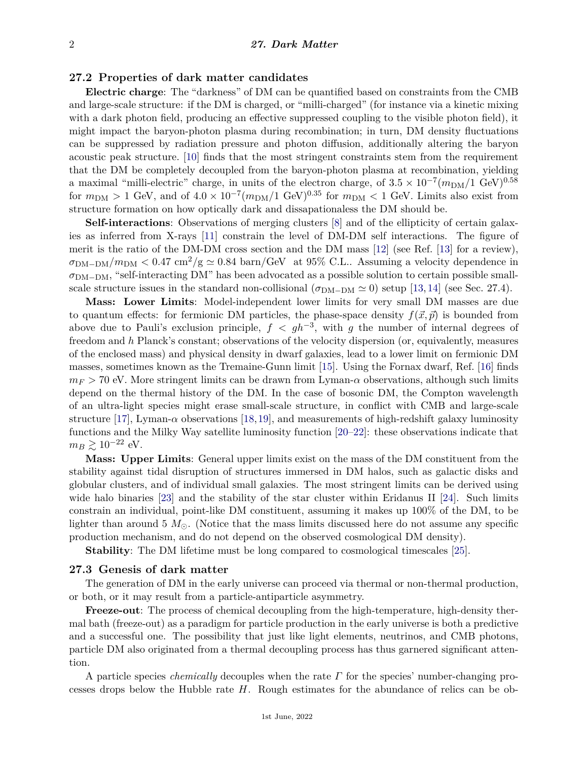## 27.2 Properties of dark matter candidates

**Electric charge**: The "darkness" of DM can be quantified based on constraints from the CMB and large-scale structure: if the DM is charged, or "milli-charged" (for instance via a kinetic mixing with a dark photon field, producing an effective suppressed coupling to the visible photon field), it might impact the baryon-photon plasma during recombination; in turn, DM density fluctuations can be suppressed by radiation pressure and photon diffusion, additionally altering the baryon acoustic peak structure. [10] finds that the most stringent constraints stem from the requirement that the DM be completely decoupled from the baryon-photon plasma at recombination, yielding a maximal "milli-electric" charge, in units of the electron charge, of $3.5 \times 10^{-7}(m_{\rm DM}/1\ {\rm GeV})^{0.58}$ for $m_{\rm DM} > 1$ GeV, and of $4.0 \times 10^{-7}(m_{\rm DM}/1\ {\rm GeV})^{0.35}$ for $m_{\rm DM} < 1$ GeV. Limits also exist from structure formation on how optically dark and dissapationaless the DM should be.

**Self-interactions**: Observations of merging clusters [8] and of the ellipticity of certain galaxies as inferred from X-rays [11] constrain the level of DM-DM self interactions. The figure of merit is the ratio of the DM-DM cross section and the DM mass [12] (see Ref. [13] for a review), $\sigma_{\rm DM-DM}/m_{\rm DM} < 0.47\ {\rm cm}^2/{\rm g} \simeq 0.84\ {\rm barn/GeV}$ at 95% C.L.. Assuming a velocity dependence in $\sigma_{\rm DM-DM}$, "self-interacting DM" has been advocated as a possible solution to certain possible small-scale structure issues in the standard non-collisional ($\sigma_{\rm DM-DM} \simeq 0$) setup [13, 14] (see Sec. 27.4).

**Mass: Lower Limits**: Model-independent lower limits for very small DM masses are due to quantum effects: for fermionic DM particles, the phase-space density $f(\vec{x}, \vec{p})$ is bounded from above due to Pauli's exclusion principle, $f < gh^{-3}$, with $g$ the number of internal degrees of freedom and $h$ Planck's constant; observations of the velocity dispersion (or, equivalently, measures of the enclosed mass) and physical density in dwarf galaxies, lead to a lower limit on fermionic DM masses, sometimes known as the Tremaine-Gunn limit [15]. Using the Fornax dwarf, Ref. [16] finds $m_F > 70$ eV. More stringent limits can be drawn from Lyman-$\alpha$ observations, although such limits depend on the thermal history of the DM. In the case of bosonic DM, the Compton wavelength of an ultra-light species might erase small-scale structure, in conflict with CMB and large-scale structure [17], Lyman-$\alpha$ observations [18, 19], and measurements of high-redshift galaxy luminosity functions and the Milky Way satellite luminosity function [20–22]: these observations indicate that $m_B \gtrsim 10^{-22}$ eV.

**Mass: Upper Limits**: General upper limits exist on the mass of the DM constituent from the stability against tidal disruption of structures immersed in DM halos, such as galactic disks and globular clusters, and of individual small galaxies. The most stringent limits can be derived using wide halo binaries [23] and the stability of the star cluster within Eridanus II [24]. Such limits constrain an individual, point-like DM constituent, assuming it makes up 100% of the DM, to be lighter than around 5 $M_\odot$. (Notice that the mass limits discussed here do not assume any specific production mechanism, and do not depend on the observed cosmological DM density).

**Stability**: The DM lifetime must be long compared to cosmological timescales [25].

## 27.3 Genesis of dark matter

The generation of DM in the early universe can proceed via thermal or non-thermal production, or both, or it may result from a particle-antiparticle asymmetry.

**Freeze-out**: The process of chemical decoupling from the high-temperature, high-density thermal bath (freeze-out) as a paradigm for particle production in the early universe is both a predictive and a successful one. The possibility that just like light elements, neutrinos, and CMB photons, particle DM also originated from a thermal decoupling process has thus garnered significant attention.

A particle species *chemically* decouples when the rate $\Gamma$ for the species' number-changing processes drops below the Hubble rate $H$. Rough estimates for the abundance of relics can be ob-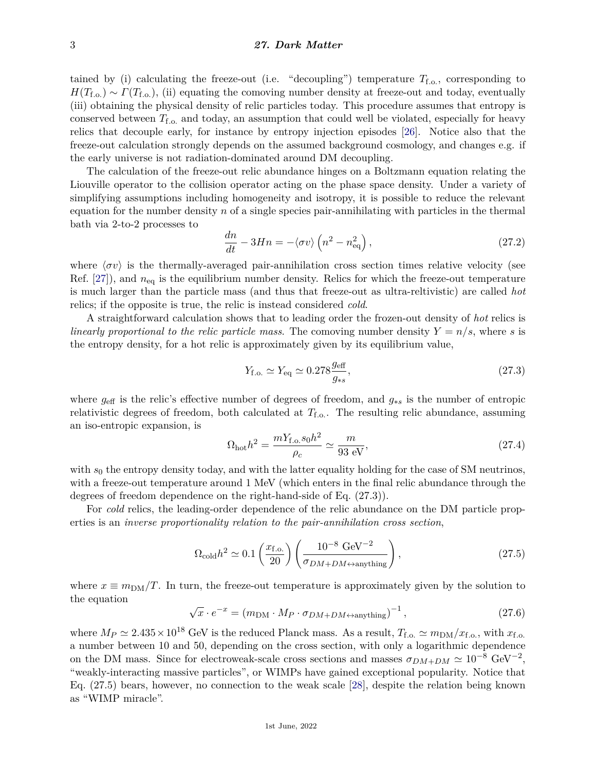tained by (i) calculating the freeze-out (i.e. "decoupling") temperature $T_{\rm f.o.}$, corresponding to $H(T_{\rm f.o.}) \sim \Gamma(T_{\rm f.o.})$, (ii) equating the comoving number density at freeze-out and today, eventually (iii) obtaining the physical density of relic particles today. This procedure assumes that entropy is conserved between $T_{\rm f.o.}$ and today, an assumption that could well be violated, especially for heavy relics that decouple early, for instance by entropy injection episodes [26]. Notice also that the freeze-out calculation strongly depends on the assumed background cosmology, and changes e.g. if the early universe is not radiation-dominated around DM decoupling.

The calculation of the freeze-out relic abundance hinges on a Boltzmann equation relating the Liouville operator to the collision operator acting on the phase space density. Under a variety of simplifying assumptions including homogeneity and isotropy, it is possible to reduce the relevant equation for the number density $n$ of a single species pair-annihilating with particles in the thermal bath via 2-to-2 processes to

$$\frac{dn}{dt} - 3Hn = -\langle \sigma v \rangle \left( n^2 - n_{\rm eq}^2 \right), \tag{27.2}$$

where $\langle \sigma v \rangle$ is the thermally-averaged pair-annihilation cross section times relative velocity (see Ref. [27]), and $n_{\rm eq}$ is the equilibrium number density. Relics for which the freeze-out temperature is much larger than the particle mass (and thus that freeze-out as ultra-reltivistic) are called *hot* relics; if the opposite is true, the relic is instead considered *cold*.

A straightforward calculation shows that to leading order the frozen-out density of *hot* relics is *linearly proportional to the relic particle mass*. The comoving number density $Y = n/s$, where $s$ is the entropy density, for a hot relic is approximately given by its equilibrium value,

$$Y_{\rm f.o.} \simeq Y_{\rm eq} \simeq 0.278 \frac{g_{\rm eff}}{g_{*s}}, \tag{27.3}$$

where $g_{\rm eff}$ is the relic's effective number of degrees of freedom, and $g_{*s}$ is the number of entropic relativistic degrees of freedom, both calculated at $T_{\rm f.o.}$. The resulting relic abundance, assuming an iso-entropic expansion, is

$$\Omega_{\rm hot} h^2 = \frac{m Y_{\rm f.o.} s_0 h^2}{\rho_c} \simeq \frac{m}{93 \text{ eV}}, \tag{27.4}$$

with $s_0$ the entropy density today, and with the latter equality holding for the case of SM neutrinos, with a freeze-out temperature around 1 MeV (which enters in the final relic abundance through the degrees of freedom dependence on the right-hand-side of Eq. (27.3)).

For *cold* relics, the leading-order dependence of the relic abundance on the DM particle properties is an *inverse proportionality relation to the pair-annihilation cross section*,

$$\Omega_{\rm cold} h^2 \simeq 0.1 \left( \frac{x_{\rm f.o.}}{20} \right) \left( \frac{10^{-8} \text{ GeV}^{-2}}{\sigma_{DM+DM \leftrightarrow \text{anything}}} \right), \tag{27.5}$$

where $x \equiv m_{\rm DM}/T$. In turn, the freeze-out temperature is approximately given by the solution to the equation

$$\sqrt{x} \cdot e^{-x} = \left( m_{\rm DM} \cdot M_P \cdot \sigma_{DM+DM \leftrightarrow \text{anything}} \right)^{-1}, \tag{27.6}$$

where $M_P \simeq 2.435 \times 10^{18}$ GeV is the reduced Planck mass. As a result, $T_{\rm f.o.} \simeq m_{\rm DM}/x_{\rm f.o.}$, with $x_{\rm f.o.}$ a number between 10 and 50, depending on the cross section, with only a logarithmic dependence on the DM mass. Since for electroweak-scale cross sections and masses $\sigma_{DM+DM} \simeq 10^{-8}$ GeV$^{-2}$, "weakly-interacting massive particles", or WIMPs have gained exceptional popularity. Notice that Eq. (27.5) bears, however, no connection to the weak scale [28], despite the relation being known as "WIMP miracle".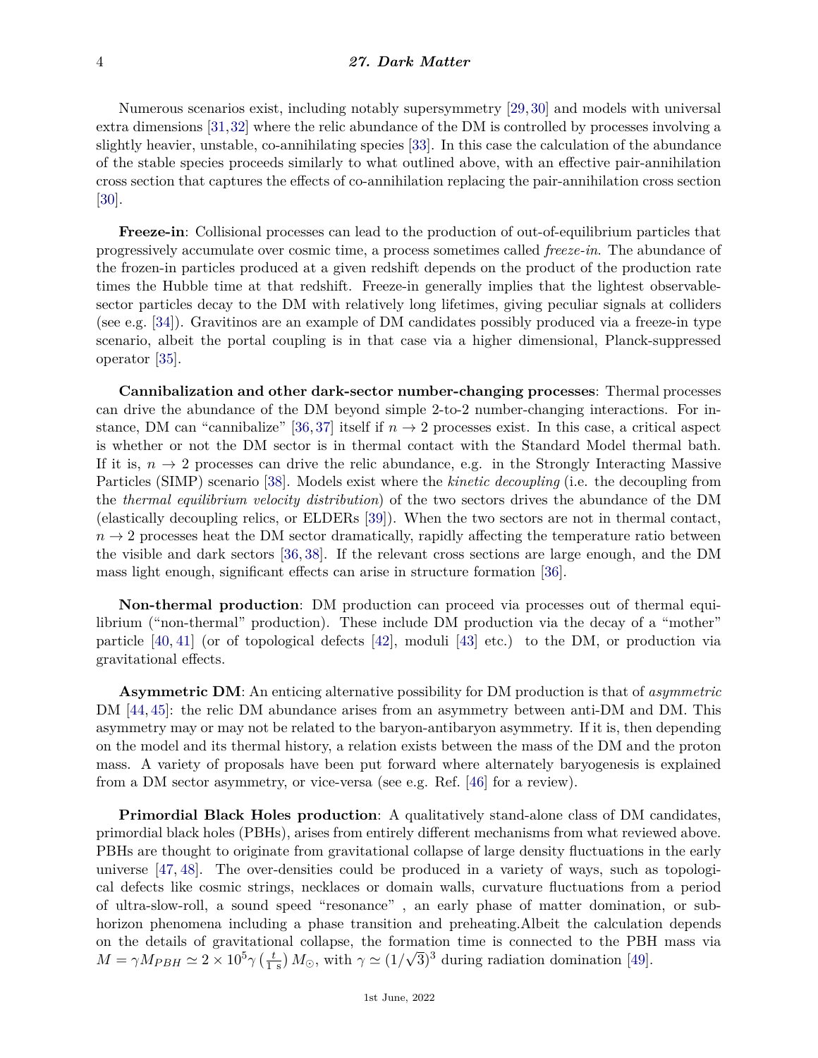Numerous scenarios exist, including notably supersymmetry [29, 30] and models with universal extra dimensions [31, 32] where the relic abundance of the DM is controlled by processes involving a slightly heavier, unstable, co-annihilating species [33]. In this case the calculation of the abundance of the stable species proceeds similarly to what outlined above, with an effective pair-annihilation cross section that captures the effects of co-annihilation replacing the pair-annihilation cross section [30].

**Freeze-in**: Collisional processes can lead to the production of out-of-equilibrium particles that progressively accumulate over cosmic time, a process sometimes called *freeze-in*. The abundance of the frozen-in particles produced at a given redshift depends on the product of the production rate times the Hubble time at that redshift. Freeze-in generally implies that the lightest observable-sector particles decay to the DM with relatively long lifetimes, giving peculiar signals at colliders (see e.g. [34]). Gravitinos are an example of DM candidates possibly produced via a freeze-in type scenario, albeit the portal coupling is in that case via a higher dimensional, Planck-suppressed operator [35].

**Cannibalization and other dark-sector number-changing processes**: Thermal processes can drive the abundance of the DM beyond simple 2-to-2 number-changing interactions. For instance, DM can "cannibalize" [36, 37] itself if $n \to 2$ processes exist. In this case, a critical aspect is whether or not the DM sector is in thermal contact with the Standard Model thermal bath. If it is, $n \to 2$ processes can drive the relic abundance, e.g. in the Strongly Interacting Massive Particles (SIMP) scenario [38]. Models exist where the *kinetic decoupling* (i.e. the decoupling from the *thermal equilibrium velocity distribution*) of the two sectors drives the abundance of the DM (elastically decoupling relics, or ELDERs [39]). When the two sectors are not in thermal contact, $n \to 2$ processes heat the DM sector dramatically, rapidly affecting the temperature ratio between the visible and dark sectors [36, 38]. If the relevant cross sections are large enough, and the DM mass light enough, significant effects can arise in structure formation [36].

**Non-thermal production**: DM production can proceed via processes out of thermal equilibrium ("non-thermal" production). These include DM production via the decay of a "mother" particle [40, 41] (or of topological defects [42], moduli [43] etc.) to the DM, or production via gravitational effects.

**Asymmetric DM**: An enticing alternative possibility for DM production is that of *asymmetric* DM [44, 45]: the relic DM abundance arises from an asymmetry between anti-DM and DM. This asymmetry may or may not be related to the baryon-antibaryon asymmetry. If it is, then depending on the model and its thermal history, a relation exists between the mass of the DM and the proton mass. A variety of proposals have been put forward where alternately baryogenesis is explained from a DM sector asymmetry, or vice-versa (see e.g. Ref. [46] for a review).

**Primordial Black Holes production**: A qualitatively stand-alone class of DM candidates, primordial black holes (PBHs), arises from entirely different mechanisms from what reviewed above. PBHs are thought to originate from gravitational collapse of large density fluctuations in the early universe [47, 48]. The over-densities could be produced in a variety of ways, such as topological defects like cosmic strings, necklaces or domain walls, curvature fluctuations from a period of ultra-slow-roll, a sound speed "resonance" , an early phase of matter domination, or sub-horizon phenomena including a phase transition and preheating.Albeit the calculation depends on the details of gravitational collapse, the formation time is connected to the PBH mass via $M = \gamma M_{PBH} \simeq 2 \times 10^5 \gamma \left(\frac{t}{1\text{ s}}\right) M_\odot$, with $\gamma \simeq (1/\sqrt{3})^3$ during radiation domination [49].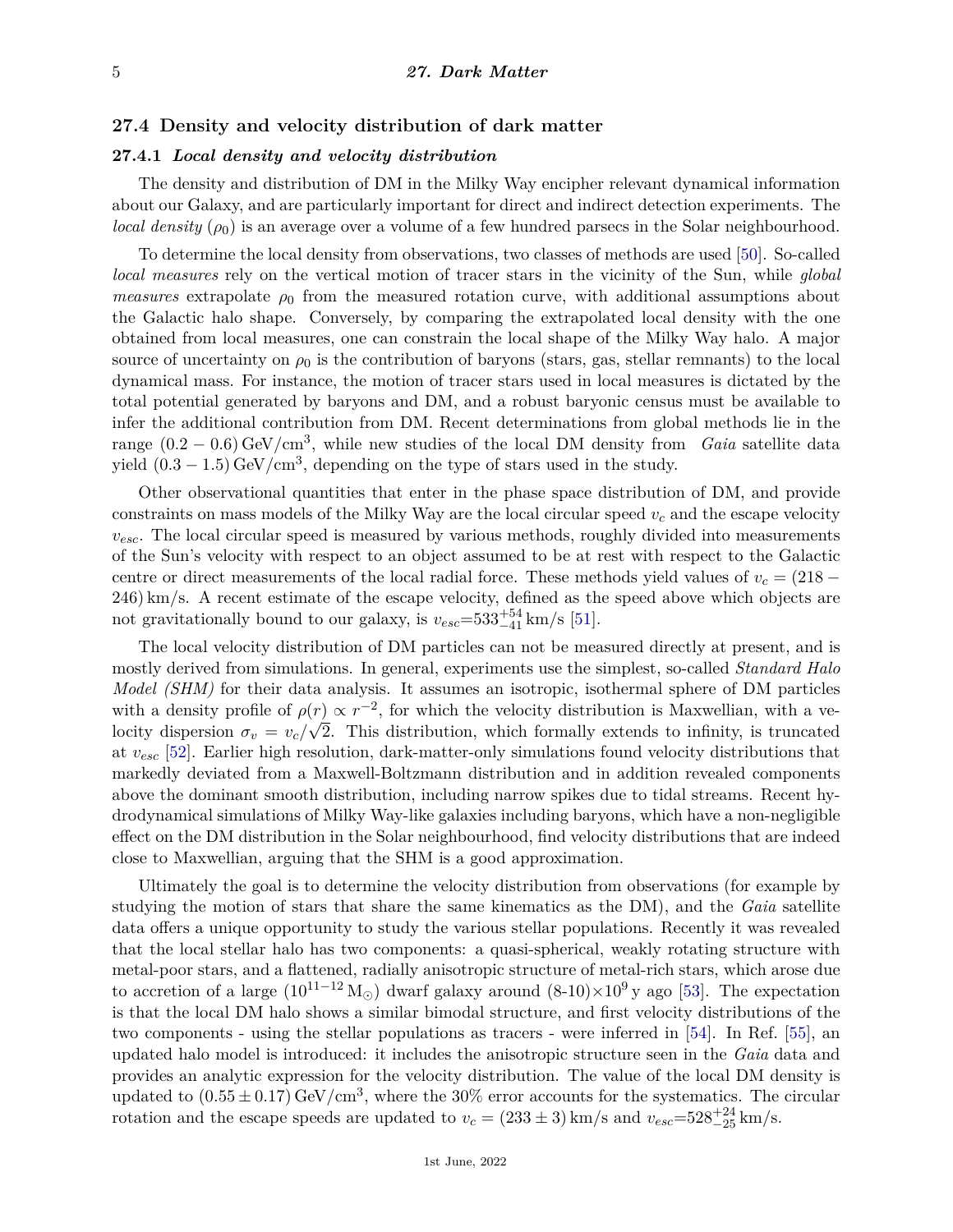## 27.4 Density and velocity distribution of dark matter

### 27.4.1 *Local density and velocity distribution*

The density and distribution of DM in the Milky Way encipher relevant dynamical information about our Galaxy, and are particularly important for direct and indirect detection experiments. The *local density* ($\rho_0$) is an average over a volume of a few hundred parsecs in the Solar neighbourhood.

To determine the local density from observations, two classes of methods are used [50]. So-called *local measures* rely on the vertical motion of tracer stars in the vicinity of the Sun, while *global measures* extrapolate $\rho_0$ from the measured rotation curve, with additional assumptions about the Galactic halo shape. Conversely, by comparing the extrapolated local density with the one obtained from local measures, one can constrain the local shape of the Milky Way halo. A major source of uncertainty on $\rho_0$ is the contribution of baryons (stars, gas, stellar remnants) to the local dynamical mass. For instance, the motion of tracer stars used in local measures is dictated by the total potential generated by baryons and DM, and a robust baryonic census must be available to infer the additional contribution from DM. Recent determinations from global methods lie in the range $(0.2 - 0.6)\,\mathrm{GeV/cm^3}$, while new studies of the local DM density from *Gaia* satellite data yield $(0.3 - 1.5)\,\mathrm{GeV/cm^3}$, depending on the type of stars used in the study.

Other observational quantities that enter in the phase space distribution of DM, and provide constraints on mass models of the Milky Way are the local circular speed $v_c$ and the escape velocity $v_{esc}$. The local circular speed is measured by various methods, roughly divided into measurements of the Sun's velocity with respect to an object assumed to be at rest with respect to the Galactic centre or direct measurements of the local radial force. These methods yield values of $v_c = (218 - 246)\,\mathrm{km/s}$. A recent estimate of the escape velocity, defined as the speed above which objects are not gravitationally bound to our galaxy, is $v_{esc} = 533^{+54}_{-41}\,\mathrm{km/s}$ [51].

The local velocity distribution of DM particles can not be measured directly at present, and is mostly derived from simulations. In general, experiments use the simplest, so-called *Standard Halo Model (SHM)* for their data analysis. It assumes an isotropic, isothermal sphere of DM particles with a density profile of $\rho(r) \propto r^{-2}$, for which the velocity distribution is Maxwellian, with a velocity dispersion $\sigma_v = v_c/\sqrt{2}$. This distribution, which formally extends to infinity, is truncated at $v_{esc}$ [52]. Earlier high resolution, dark-matter-only simulations found velocity distributions that markedly deviated from a Maxwell-Boltzmann distribution and in addition revealed components above the dominant smooth distribution, including narrow spikes due to tidal streams. Recent hydrodynamical simulations of Milky Way-like galaxies including baryons, which have a non-negligible effect on the DM distribution in the Solar neighbourhood, find velocity distributions that are indeed close to Maxwellian, arguing that the SHM is a good approximation.

Ultimately the goal is to determine the velocity distribution from observations (for example by studying the motion of stars that share the same kinematics as the DM), and the *Gaia* satellite data offers a unique opportunity to study the various stellar populations. Recently it was revealed that the local stellar halo has two components: a quasi-spherical, weakly rotating structure with metal-poor stars, and a flattened, radially anisotropic structure of metal-rich stars, which arose due to accretion of a large ($10^{11-12}\,\mathrm{M_\odot}$) dwarf galaxy around (8-10)$\times 10^9$ y ago [53]. The expectation is that the local DM halo shows a similar bimodal structure, and first velocity distributions of the two components - using the stellar populations as tracers - were inferred in [54]. In Ref. [55], an updated halo model is introduced: it includes the anisotropic structure seen in the *Gaia* data and provides an analytic expression for the velocity distribution. The value of the local DM density is updated to $(0.55 \pm 0.17)\,\mathrm{GeV/cm^3}$, where the 30% error accounts for the systematics. The circular rotation and the escape speeds are updated to $v_c = (233 \pm 3)\,\mathrm{km/s}$ and $v_{esc} = 528^{+24}_{-25}\,\mathrm{km/s}$.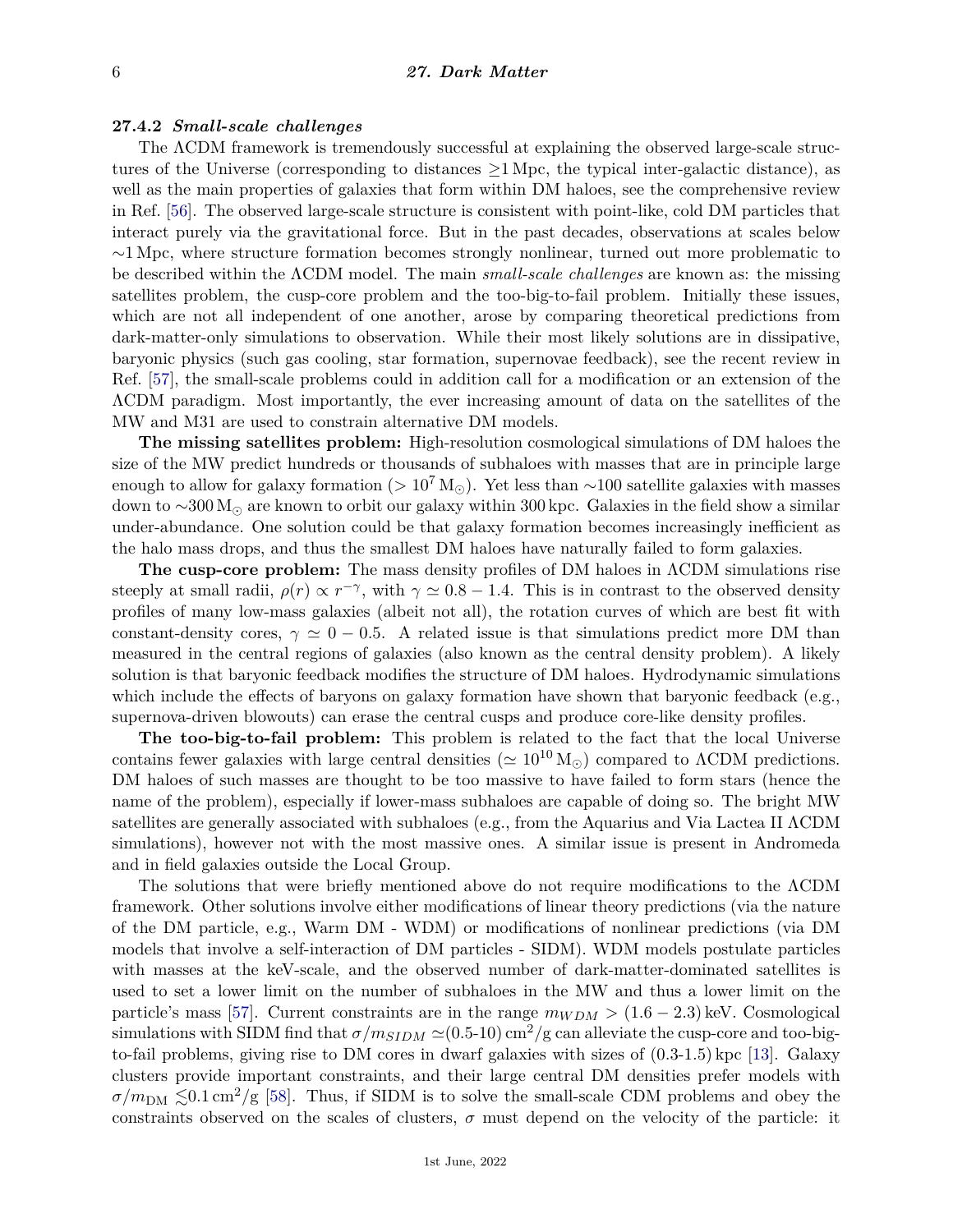### 27.4.2 *Small-scale challenges*

The ΛCDM framework is tremendously successful at explaining the observed large-scale structures of the Universe (corresponding to distances ≥1 Mpc, the typical inter-galactic distance), as well as the main properties of galaxies that form within DM haloes, see the comprehensive review in Ref. [56]. The observed large-scale structure is consistent with point-like, cold DM particles that interact purely via the gravitational force. But in the past decades, observations at scales below ∼1 Mpc, where structure formation becomes strongly nonlinear, turned out more problematic to be described within the ΛCDM model. The main *small-scale challenges* are known as: the missing satellites problem, the cusp-core problem and the too-big-to-fail problem. Initially these issues, which are not all independent of one another, arose by comparing theoretical predictions from dark-matter-only simulations to observation. While their most likely solutions are in dissipative, baryonic physics (such gas cooling, star formation, supernovae feedback), see the recent review in Ref. [57], the small-scale problems could in addition call for a modification or an extension of the ΛCDM paradigm. Most importantly, the ever increasing amount of data on the satellites of the MW and M31 are used to constrain alternative DM models.

**The missing satellites problem:** High-resolution cosmological simulations of DM haloes the size of the MW predict hundreds or thousands of subhaloes with masses that are in principle large enough to allow for galaxy formation ($> 10^7\,\mathrm{M}_\odot$). Yet less than ∼100 satellite galaxies with masses down to $\sim 300\,\mathrm{M}_\odot$ are known to orbit our galaxy within 300 kpc. Galaxies in the field show a similar under-abundance. One solution could be that galaxy formation becomes increasingly inefficient as the halo mass drops, and thus the smallest DM haloes have naturally failed to form galaxies.

**The cusp-core problem:** The mass density profiles of DM haloes in ΛCDM simulations rise steeply at small radii, $\rho(r) \propto r^{-\gamma}$, with $\gamma \simeq 0.8 - 1.4$. This is in contrast to the observed density profiles of many low-mass galaxies (albeit not all), the rotation curves of which are best fit with constant-density cores, $\gamma \simeq 0 - 0.5$. A related issue is that simulations predict more DM than measured in the central regions of galaxies (also known as the central density problem). A likely solution is that baryonic feedback modifies the structure of DM haloes. Hydrodynamic simulations which include the effects of baryons on galaxy formation have shown that baryonic feedback (e.g., supernova-driven blowouts) can erase the central cusps and produce core-like density profiles.

**The too-big-to-fail problem:** This problem is related to the fact that the local Universe contains fewer galaxies with large central densities ($\simeq 10^{10}\,\mathrm{M}_\odot$) compared to ΛCDM predictions. DM haloes of such masses are thought to be too massive to have failed to form stars (hence the name of the problem), especially if lower-mass subhaloes are capable of doing so. The bright MW satellites are generally associated with subhaloes (e.g., from the Aquarius and Via Lactea II ΛCDM simulations), however not with the most massive ones. A similar issue is present in Andromeda and in field galaxies outside the Local Group.

The solutions that were briefly mentioned above do not require modifications to the ΛCDM framework. Other solutions involve either modifications of linear theory predictions (via the nature of the DM particle, e.g., Warm DM - WDM) or modifications of nonlinear predictions (via DM models that involve a self-interaction of DM particles - SIDM). WDM models postulate particles with masses at the keV-scale, and the observed number of dark-matter-dominated satellites is used to set a lower limit on the number of subhaloes in the MW and thus a lower limit on the particle's mass [57]. Current constraints are in the range $m_{WDM} > (1.6 - 2.3)$ keV. Cosmological simulations with SIDM find that $\sigma/m_{SIDM} \simeq$(0.5-10) cm$^2$/g can alleviate the cusp-core and too-big-to-fail problems, giving rise to DM cores in dwarf galaxies with sizes of (0.3-1.5) kpc [13]. Galaxy clusters provide important constraints, and their large central DM densities prefer models with $\sigma/m_{\mathrm{DM}} \lesssim 0.1\,\mathrm{cm}^2/\mathrm{g}$ [58]. Thus, if SIDM is to solve the small-scale CDM problems and obey the constraints observed on the scales of clusters, $\sigma$ must depend on the velocity of the particle: it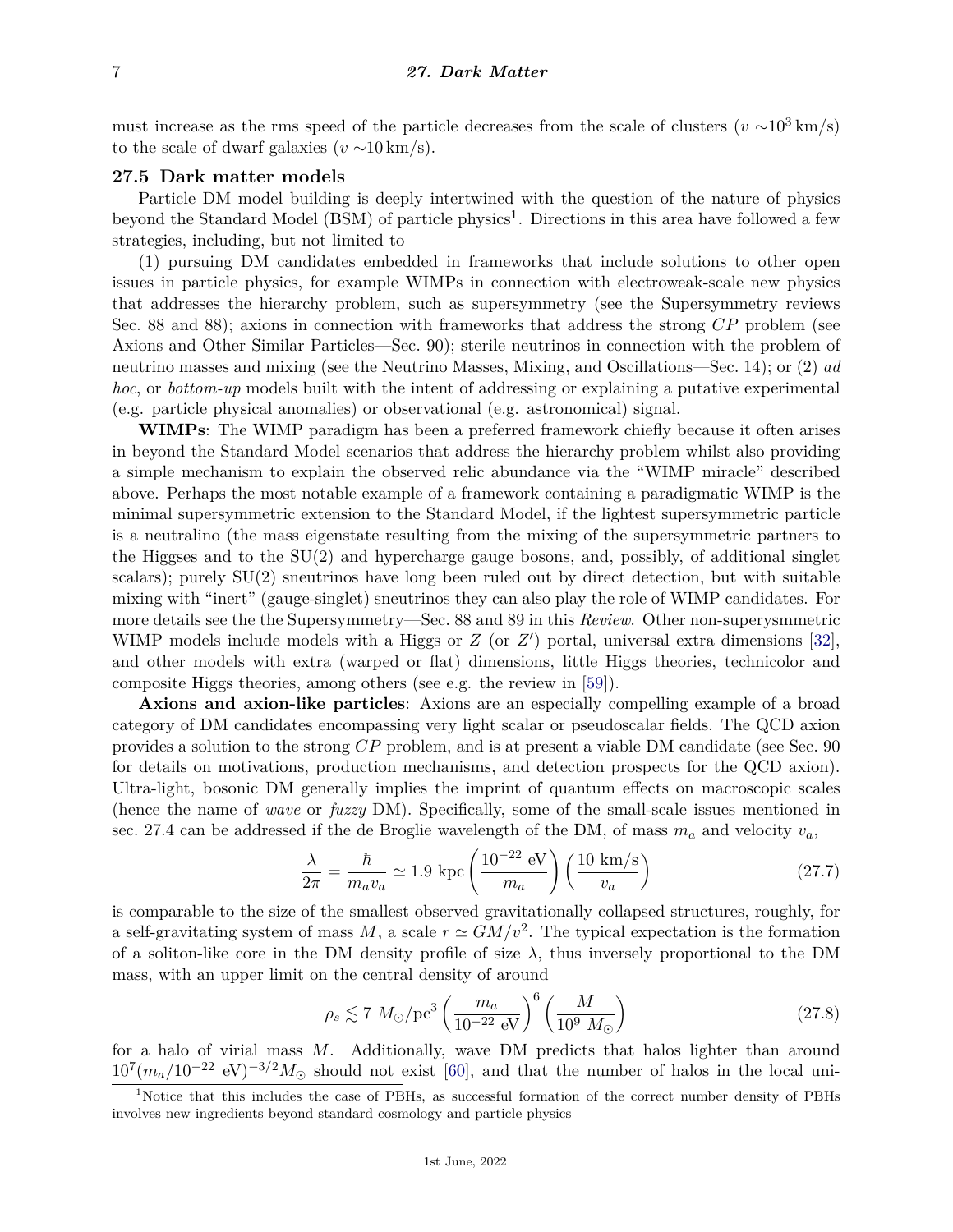must increase as the rms speed of the particle decreases from the scale of clusters ($v \sim 10^3$ km/s) to the scale of dwarf galaxies ($v \sim 10$ km/s).

### 27.5 Dark matter models

Particle DM model building is deeply intertwined with the question of the nature of physics beyond the Standard Model (BSM) of particle physics[1]. Directions in this area have followed a few strategies, including, but not limited to

(1) pursuing DM candidates embedded in frameworks that include solutions to other open issues in particle physics, for example WIMPs in connection with electroweak-scale new physics that addresses the hierarchy problem, such as supersymmetry (see the Supersymmetry reviews Sec. 88 and 88); axions in connection with frameworks that address the strong $CP$ problem (see Axions and Other Similar Particles—Sec. 90); sterile neutrinos in connection with the problem of neutrino masses and mixing (see the Neutrino Masses, Mixing, and Oscillations—Sec. 14); or (2) *ad hoc*, or *bottom-up* models built with the intent of addressing or explaining a putative experimental (e.g. particle physical anomalies) or observational (e.g. astronomical) signal.

**WIMPs**: The WIMP paradigm has been a preferred framework chiefly because it often arises in beyond the Standard Model scenarios that address the hierarchy problem whilst also providing a simple mechanism to explain the observed relic abundance via the "WIMP miracle" described above. Perhaps the most notable example of a framework containing a paradigmatic WIMP is the minimal supersymmetric extension to the Standard Model, if the lightest supersymmetric particle is a neutralino (the mass eigenstate resulting from the mixing of the supersymmetric partners to the Higgses and to the SU(2) and hypercharge gauge bosons, and, possibly, of additional singlet scalars); purely SU(2) sneutrinos have long been ruled out by direct detection, but with suitable mixing with "inert" (gauge-singlet) sneutrinos they can also play the role of WIMP candidates. For more details see the the Supersymmetry—Sec. 88 and 89 in this *Review*. Other non-superysmmetric WIMP models include models with a Higgs or $Z$ (or $Z'$) portal, universal extra dimensions [32], and other models with extra (warped or flat) dimensions, little Higgs theories, technicolor and composite Higgs theories, among others (see e.g. the review in [59]).

**Axions and axion-like particles**: Axions are an especially compelling example of a broad category of DM candidates encompassing very light scalar or pseudoscalar fields. The QCD axion provides a solution to the strong $CP$ problem, and is at present a viable DM candidate (see Sec. 90 for details on motivations, production mechanisms, and detection prospects for the QCD axion). Ultra-light, bosonic DM generally implies the imprint of quantum effects on macroscopic scales (hence the name of *wave* or *fuzzy* DM). Specifically, some of the small-scale issues mentioned in sec. 27.4 can be addressed if the de Broglie wavelength of the DM, of mass $m_a$ and velocity $v_a$,

$$\frac{\lambda}{2\pi} = \frac{\hbar}{m_a v_a} \simeq 1.9 \text{ kpc} \left(\frac{10^{-22} \text{ eV}}{m_a}\right) \left(\frac{10 \text{ km/s}}{v_a}\right) \tag{27.7}$$

is comparable to the size of the smallest observed gravitationally collapsed structures, roughly, for a self-gravitating system of mass $M$, a scale $r \simeq GM/v^2$. The typical expectation is the formation of a soliton-like core in the DM density profile of size $\lambda$, thus inversely proportional to the DM mass, with an upper limit on the central density of around

$$\rho_s \lesssim 7 \ M_\odot/\text{pc}^3 \left(\frac{m_a}{10^{-22} \text{ eV}}\right)^6 \left(\frac{M}{10^9 \ M_\odot}\right) \tag{27.8}$$

for a halo of virial mass $M$. Additionally, wave DM predicts that halos lighter than around $10^7 (m_a/10^{-22} \text{ eV})^{-3/2} M_\odot$ should not exist [60], and that the number of halos in the local uni-

[1] Notice that this includes the case of PBHs, as successful formation of the correct number density of PBHs involves new ingredients beyond standard cosmology and particle physics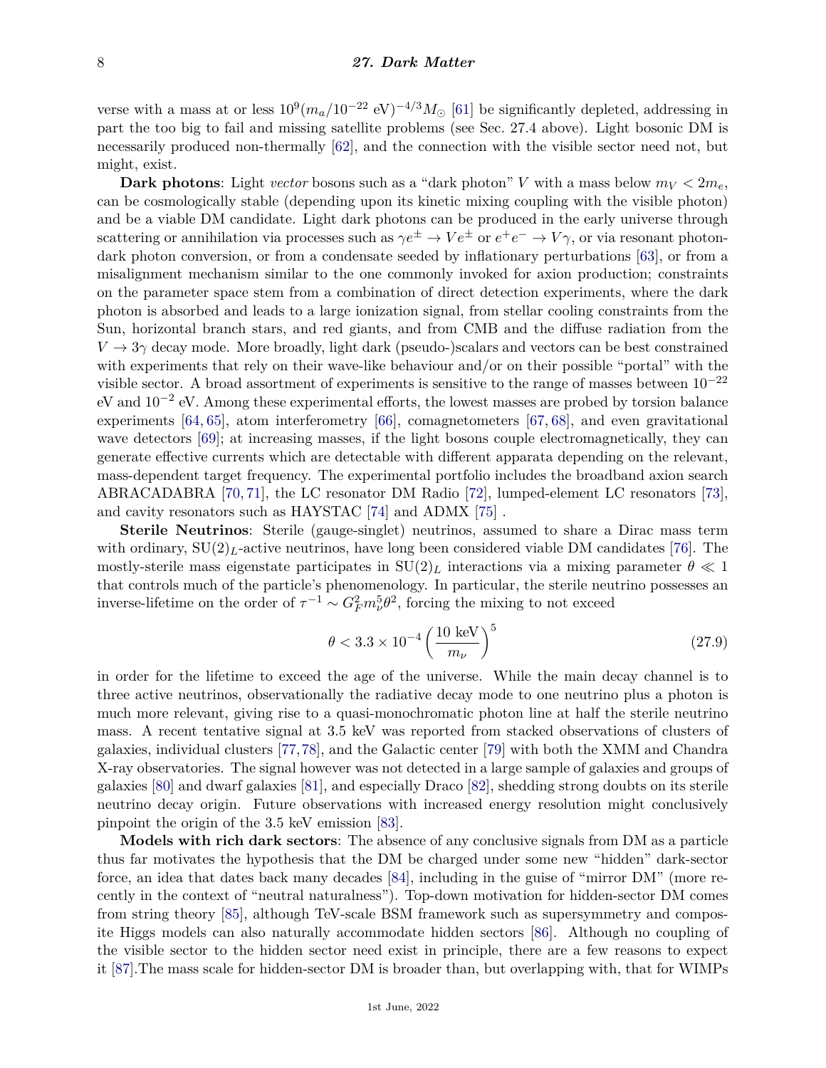verse with a mass at or less $10^9 (m_a/10^{-22}\ \text{eV})^{-4/3} M_\odot$ [61] be significantly depleted, addressing in part the too big to fail and missing satellite problems (see Sec. 27.4 above). Light bosonic DM is necessarily produced non-thermally [62], and the connection with the visible sector need not, but might, exist.

**Dark photons**: Light *vector* bosons such as a "dark photon" $V$ with a mass below $m_V < 2m_e$, can be cosmologically stable (depending upon its kinetic mixing coupling with the visible photon) and be a viable DM candidate. Light dark photons can be produced in the early universe through scattering or annihilation via processes such as $\gamma e^\pm \to V e^\pm$ or $e^+e^- \to V\gamma$, or via resonant photon-dark photon conversion, or from a condensate seeded by inflationary perturbations [63], or from a misalignment mechanism similar to the one commonly invoked for axion production; constraints on the parameter space stem from a combination of direct detection experiments, where the dark photon is absorbed and leads to a large ionization signal, from stellar cooling constraints from the Sun, horizontal branch stars, and red giants, and from CMB and the diffuse radiation from the $V \to 3\gamma$ decay mode. More broadly, light dark (pseudo-)scalars and vectors can be best constrained with experiments that rely on their wave-like behaviour and/or on their possible "portal" with the visible sector. A broad assortment of experiments is sensitive to the range of masses between $10^{-22}$ eV and $10^{-2}$ eV. Among these experimental efforts, the lowest masses are probed by torsion balance experiments [64, 65], atom interferometry [66], comagnetometers [67, 68], and even gravitational wave detectors [69]; at increasing masses, if the light bosons couple electromagnetically, they can generate effective currents which are detectable with different apparata depending on the relevant, mass-dependent target frequency. The experimental portfolio includes the broadband axion search ABRACADABRA [70, 71], the LC resonator DM Radio [72], lumped-element LC resonators [73], and cavity resonators such as HAYSTAC [74] and ADMX [75] .

**Sterile Neutrinos**: Sterile (gauge-singlet) neutrinos, assumed to share a Dirac mass term with ordinary, $SU(2)_L$-active neutrinos, have long been considered viable DM candidates [76]. The mostly-sterile mass eigenstate participates in $SU(2)_L$ interactions via a mixing parameter $\theta \ll 1$ that controls much of the particle's phenomenology. In particular, the sterile neutrino possesses an inverse-lifetime on the order of $\tau^{-1} \sim G_F^2 m_\nu^5 \theta^2$, forcing the mixing to not exceed

$$\theta < 3.3 \times 10^{-4} \left( \frac{10\ \text{keV}}{m_\nu} \right)^5 \tag{27.9}$$

in order for the lifetime to exceed the age of the universe. While the main decay channel is to three active neutrinos, observationally the radiative decay mode to one neutrino plus a photon is much more relevant, giving rise to a quasi-monochromatic photon line at half the sterile neutrino mass. A recent tentative signal at 3.5 keV was reported from stacked observations of clusters of galaxies, individual clusters [77, 78], and the Galactic center [79] with both the XMM and Chandra X-ray observatories. The signal however was not detected in a large sample of galaxies and groups of galaxies [80] and dwarf galaxies [81], and especially Draco [82], shedding strong doubts on its sterile neutrino decay origin. Future observations with increased energy resolution might conclusively pinpoint the origin of the 3.5 keV emission [83].

**Models with rich dark sectors**: The absence of any conclusive signals from DM as a particle thus far motivates the hypothesis that the DM be charged under some new "hidden" dark-sector force, an idea that dates back many decades [84], including in the guise of "mirror DM" (more recently in the context of "neutral naturalness"). Top-down motivation for hidden-sector DM comes from string theory [85], although TeV-scale BSM framework such as supersymmetry and composite Higgs models can also naturally accommodate hidden sectors [86]. Although no coupling of the visible sector to the hidden sector need exist in principle, there are a few reasons to expect it [87].The mass scale for hidden-sector DM is broader than, but overlapping with, that for WIMPs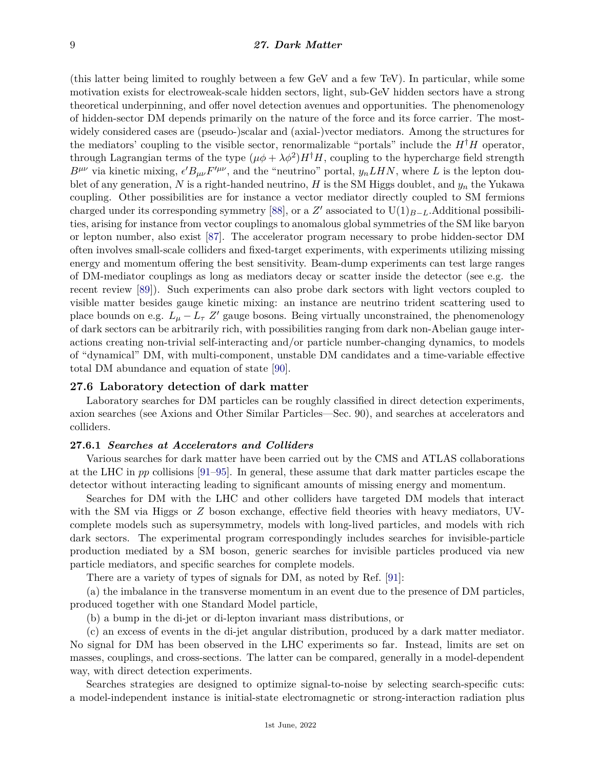(this latter being limited to roughly between a few GeV and a few TeV). In particular, while some motivation exists for electroweak-scale hidden sectors, light, sub-GeV hidden sectors have a strong theoretical underpinning, and offer novel detection avenues and opportunities. The phenomenology of hidden-sector DM depends primarily on the nature of the force and its force carrier. The most-widely considered cases are (pseudo-)scalar and (axial-)vector mediators. Among the structures for the mediators' coupling to the visible sector, renormalizable "portals" include the $H^\dagger H$ operator, through Lagrangian terms of the type $(\mu\phi + \lambda\phi^2)H^\dagger H$, coupling to the hypercharge field strength $B^{\mu\nu}$ via kinetic mixing, $\epsilon' B_{\mu\nu} F'^{\mu\nu}$, and the "neutrino" portal, $y_n LHN$, where $L$ is the lepton doublet of any generation, $N$ is a right-handed neutrino, $H$ is the SM Higgs doublet, and $y_n$ the Yukawa coupling. Other possibilities are for instance a vector mediator directly coupled to SM fermions charged under its corresponding symmetry [88], or a $Z'$ associated to $\mathrm{U}(1)_{B-L}$.Additional possibilities, arising for instance from vector couplings to anomalous global symmetries of the SM like baryon or lepton number, also exist [87]. The accelerator program necessary to probe hidden-sector DM often involves small-scale colliders and fixed-target experiments, with experiments utilizing missing energy and momentum offering the best sensitivity. Beam-dump experiments can test large ranges of DM-mediator couplings as long as mediators decay or scatter inside the detector (see e.g. the recent review [89]). Such experiments can also probe dark sectors with light vectors coupled to visible matter besides gauge kinetic mixing: an instance are neutrino trident scattering used to place bounds on e.g. $L_\mu - L_\tau$ $Z'$ gauge bosons. Being virtually unconstrained, the phenomenology of dark sectors can be arbitrarily rich, with possibilities ranging from dark non-Abelian gauge interactions creating non-trivial self-interacting and/or particle number-changing dynamics, to models of "dynamical" DM, with multi-component, unstable DM candidates and a time-variable effective total DM abundance and equation of state [90].

## 27.6 Laboratory detection of dark matter

Laboratory searches for DM particles can be roughly classified in direct detection experiments, axion searches (see Axions and Other Similar Particles—Sec. 90), and searches at accelerators and colliders.

### 27.6.1 *Searches at Accelerators and Colliders*

Various searches for dark matter have been carried out by the CMS and ATLAS collaborations at the LHC in *pp* collisions [91–95]. In general, these assume that dark matter particles escape the detector without interacting leading to significant amounts of missing energy and momentum.

Searches for DM with the LHC and other colliders have targeted DM models that interact with the SM via Higgs or $Z$ boson exchange, effective field theories with heavy mediators, UV-complete models such as supersymmetry, models with long-lived particles, and models with rich dark sectors. The experimental program correspondingly includes searches for invisible-particle production mediated by a SM boson, generic searches for invisible particles produced via new particle mediators, and specific searches for complete models.

There are a variety of types of signals for DM, as noted by Ref. [91]:

(a) the imbalance in the transverse momentum in an event due to the presence of DM particles, produced together with one Standard Model particle,

(b) a bump in the di-jet or di-lepton invariant mass distributions, or

(c) an excess of events in the di-jet angular distribution, produced by a dark matter mediator. No signal for DM has been observed in the LHC experiments so far. Instead, limits are set on masses, couplings, and cross-sections. The latter can be compared, generally in a model-dependent way, with direct detection experiments.

Searches strategies are designed to optimize signal-to-noise by selecting search-specific cuts: a model-independent instance is initial-state electromagnetic or strong-interaction radiation plus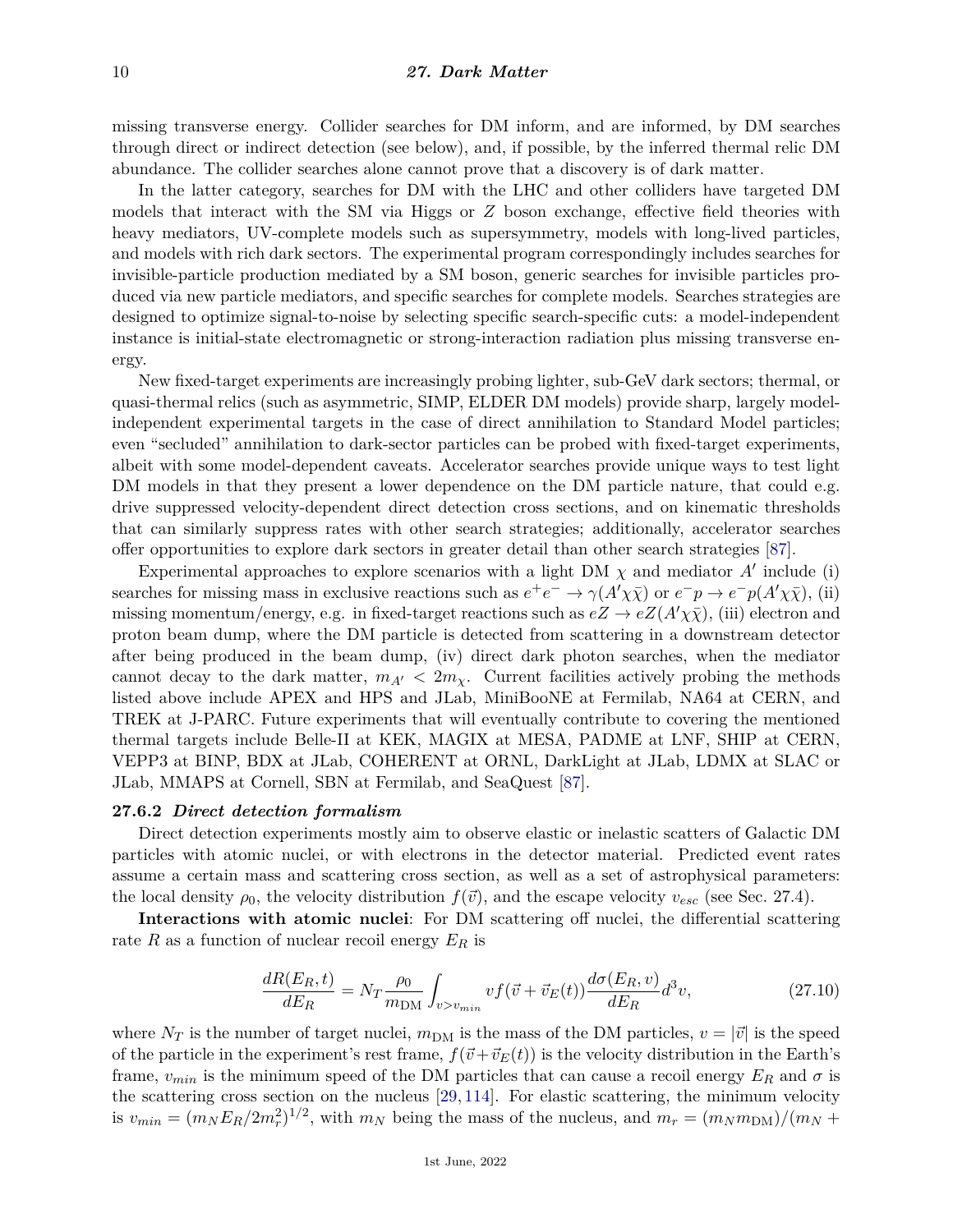missing transverse energy. Collider searches for DM inform, and are informed, by DM searches through direct or indirect detection (see below), and, if possible, by the inferred thermal relic DM abundance. The collider searches alone cannot prove that a discovery is of dark matter.

In the latter category, searches for DM with the LHC and other colliders have targeted DM models that interact with the SM via Higgs or $Z$ boson exchange, effective field theories with heavy mediators, UV-complete models such as supersymmetry, models with long-lived particles, and models with rich dark sectors. The experimental program correspondingly includes searches for invisible-particle production mediated by a SM boson, generic searches for invisible particles produced via new particle mediators, and specific searches for complete models. Searches strategies are designed to optimize signal-to-noise by selecting specific search-specific cuts: a model-independent instance is initial-state electromagnetic or strong-interaction radiation plus missing transverse energy.

New fixed-target experiments are increasingly probing lighter, sub-GeV dark sectors; thermal, or quasi-thermal relics (such as asymmetric, SIMP, ELDER DM models) provide sharp, largely model-independent experimental targets in the case of direct annihilation to Standard Model particles; even "secluded" annihilation to dark-sector particles can be probed with fixed-target experiments, albeit with some model-dependent caveats. Accelerator searches provide unique ways to test light DM models in that they present a lower dependence on the DM particle nature, that could e.g. drive suppressed velocity-dependent direct detection cross sections, and on kinematic thresholds that can similarly suppress rates with other search strategies; additionally, accelerator searches offer opportunities to explore dark sectors in greater detail than other search strategies [87].

Experimental approaches to explore scenarios with a light DM $\chi$ and mediator $A'$ include (i) searches for missing mass in exclusive reactions such as $e^+e^- \to \gamma(A'\chi\bar{\chi})$ or $e^-p \to e^-p(A'\chi\bar{\chi})$, (ii) missing momentum/energy, e.g. in fixed-target reactions such as $eZ \to eZ(A'\chi\bar{\chi})$, (iii) electron and proton beam dump, where the DM particle is detected from scattering in a downstream detector after being produced in the beam dump, (iv) direct dark photon searches, when the mediator cannot decay to the dark matter, $m_{A'} < 2m_\chi$. Current facilities actively probing the methods listed above include APEX and HPS and JLab, MiniBooNE at Fermilab, NA64 at CERN, and TREK at J-PARC. Future experiments that will eventually contribute to covering the mentioned thermal targets include Belle-II at KEK, MAGIX at MESA, PADME at LNF, SHIP at CERN, VEPP3 at BINP, BDX at JLab, COHERENT at ORNL, DarkLight at JLab, LDMX at SLAC or JLab, MMAPS at Cornell, SBN at Fermilab, and SeaQuest [87].

### 27.6.2 *Direct detection formalism*

Direct detection experiments mostly aim to observe elastic or inelastic scatters of Galactic DM particles with atomic nuclei, or with electrons in the detector material. Predicted event rates assume a certain mass and scattering cross section, as well as a set of astrophysical parameters: the local density $\rho_0$, the velocity distribution $f(\vec{v})$, and the escape velocity $v_{esc}$ (see Sec. 27.4).

**Interactions with atomic nuclei**: For DM scattering off nuclei, the differential scattering rate $R$ as a function of nuclear recoil energy $E_R$ is

$$\frac{dR(E_R,t)}{dE_R} = N_T \frac{\rho_0}{m_{\rm DM}} \int_{v>v_{min}} v f(\vec{v}+\vec{v}_E(t)) \frac{d\sigma(E_R,v)}{dE_R} d^3v, \tag{27.10}$$

where $N_T$ is the number of target nuclei, $m_{\rm DM}$ is the mass of the DM particles, $v = |\vec{v}|$ is the speed of the particle in the experiment's rest frame, $f(\vec{v}+\vec{v}_E(t))$ is the velocity distribution in the Earth's frame, $v_{min}$ is the minimum speed of the DM particles that can cause a recoil energy $E_R$ and $\sigma$ is the scattering cross section on the nucleus [29, 114]. For elastic scattering, the minimum velocity is $v_{min} = (m_N E_R / 2m_r^2)^{1/2}$, with $m_N$ being the mass of the nucleus, and $m_r = (m_N m_{\rm DM})/(m_N +$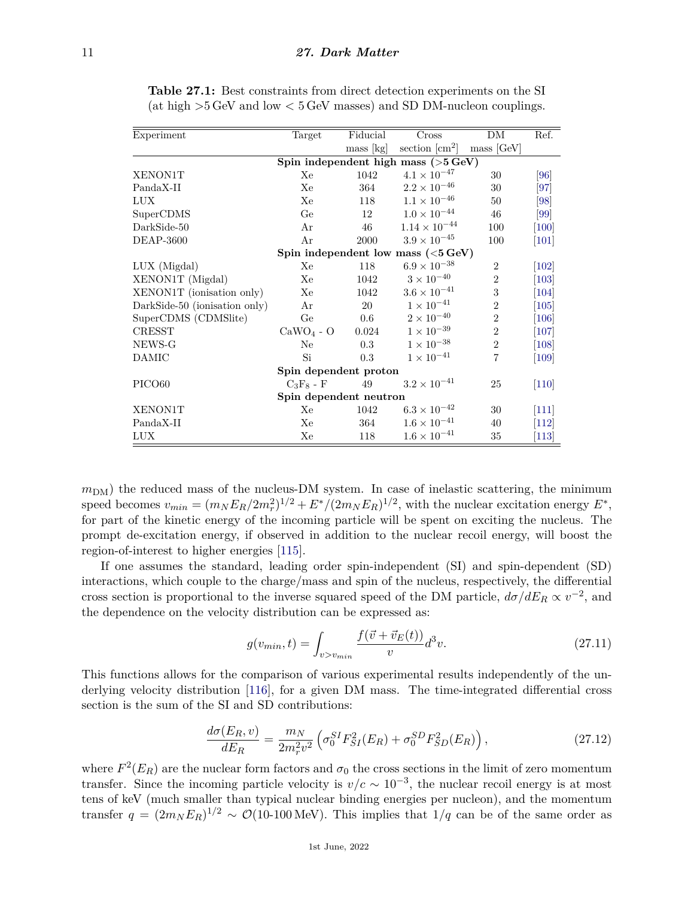**Table 27.1:** Best constraints from direct detection experiments on the SI (at high >5 GeV and low < 5 GeV masses) and SD DM-nucleon couplings.

| Experiment | Target | Fiducial mass [kg] | Cross section [cm$^2$] | DM mass [GeV] | Ref. |
|---|---|---|---|---|---|
| **Spin independent high mass (>5 GeV)** | | | | | |
| XENON1T | Xe | 1042 | $4.1 \times 10^{-47}$ | 30 | [96] |
| PandaX-II | Xe | 364 | $2.2 \times 10^{-46}$ | 30 | [97] |
| LUX | Xe | 118 | $1.1 \times 10^{-46}$ | 50 | [98] |
| SuperCDMS | Ge | 12 | $1.0 \times 10^{-44}$ | 46 | [99] |
| DarkSide-50 | Ar | 46 | $1.14 \times 10^{-44}$ | 100 | [100] |
| DEAP-3600 | Ar | 2000 | $3.9 \times 10^{-45}$ | 100 | [101] |
| **Spin independent low mass (<5 GeV)** | | | | | |
| LUX (Migdal) | Xe | 118 | $6.9 \times 10^{-38}$ | 2 | [102] |
| XENON1T (Migdal) | Xe | 1042 | $3 \times 10^{-40}$ | 2 | [103] |
| XENON1T (ionisation only) | Xe | 1042 | $3.6 \times 10^{-41}$ | 3 | [104] |
| DarkSide-50 (ionisation only) | Ar | 20 | $1 \times 10^{-41}$ | 2 | [105] |
| SuperCDMS (CDMSlite) | Ge | 0.6 | $2 \times 10^{-40}$ | 2 | [106] |
| CRESST | $CaWO_4$ - O | 0.024 | $1 \times 10^{-39}$ | 2 | [107] |
| NEWS-G | Ne | 0.3 | $1 \times 10^{-38}$ | 2 | [108] |
| DAMIC | Si | 0.3 | $1 \times 10^{-41}$ | 7 | [109] |
| **Spin dependent proton** | | | | | |
| PICO60 | $C_3F_8$ - F | 49 | $3.2 \times 10^{-41}$ | 25 | [110] |
| **Spin dependent neutron** | | | | | |
| XENON1T | Xe | 1042 | $6.3 \times 10^{-42}$ | 30 | [111] |
| PandaX-II | Xe | 364 | $1.6 \times 10^{-41}$ | 40 | [112] |
| LUX | Xe | 118 | $1.6 \times 10^{-41}$ | 35 | [113] |

$m_{\mathrm{DM}}$) the reduced mass of the nucleus-DM system. In case of inelastic scattering, the minimum speed becomes $v_{min} = (m_N E_R/2m_r^2)^{1/2} + E^*/(2m_N E_R)^{1/2}$, with the nuclear excitation energy $E^*$, for part of the kinetic energy of the incoming particle will be spent on exciting the nucleus. The prompt de-excitation energy, if observed in addition to the nuclear recoil energy, will boost the region-of-interest to higher energies [115].

If one assumes the standard, leading order spin-independent (SI) and spin-dependent (SD) interactions, which couple to the charge/mass and spin of the nucleus, respectively, the differential cross section is proportional to the inverse squared speed of the DM particle, $d\sigma/dE_R \propto v^{-2}$, and the dependence on the velocity distribution can be expressed as:

$$g(v_{min}, t) = \int_{v>v_{min}} \frac{f(\vec{v} + \vec{v}_E(t))}{v} d^3v. \tag{27.11}$$

This functions allows for the comparison of various experimental results independently of the underlying velocity distribution [116], for a given DM mass. The time-integrated differential cross section is the sum of the SI and SD contributions:

$$\frac{d\sigma(E_R, v)}{dE_R} = \frac{m_N}{2m_r^2 v^2} \left( \sigma_0^{SI} F_{SI}^2(E_R) + \sigma_0^{SD} F_{SD}^2(E_R) \right), \tag{27.12}$$

where $F^2(E_R)$ are the nuclear form factors and $\sigma_0$ the cross sections in the limit of zero momentum transfer. Since the incoming particle velocity is $v/c \sim 10^{-3}$, the nuclear recoil energy is at most tens of keV (much smaller than typical nuclear binding energies per nucleon), and the momentum transfer $q = (2m_N E_R)^{1/2} \sim \mathcal{O}(10\text{-}100\,\mathrm{MeV})$. This implies that $1/q$ can be of the same order as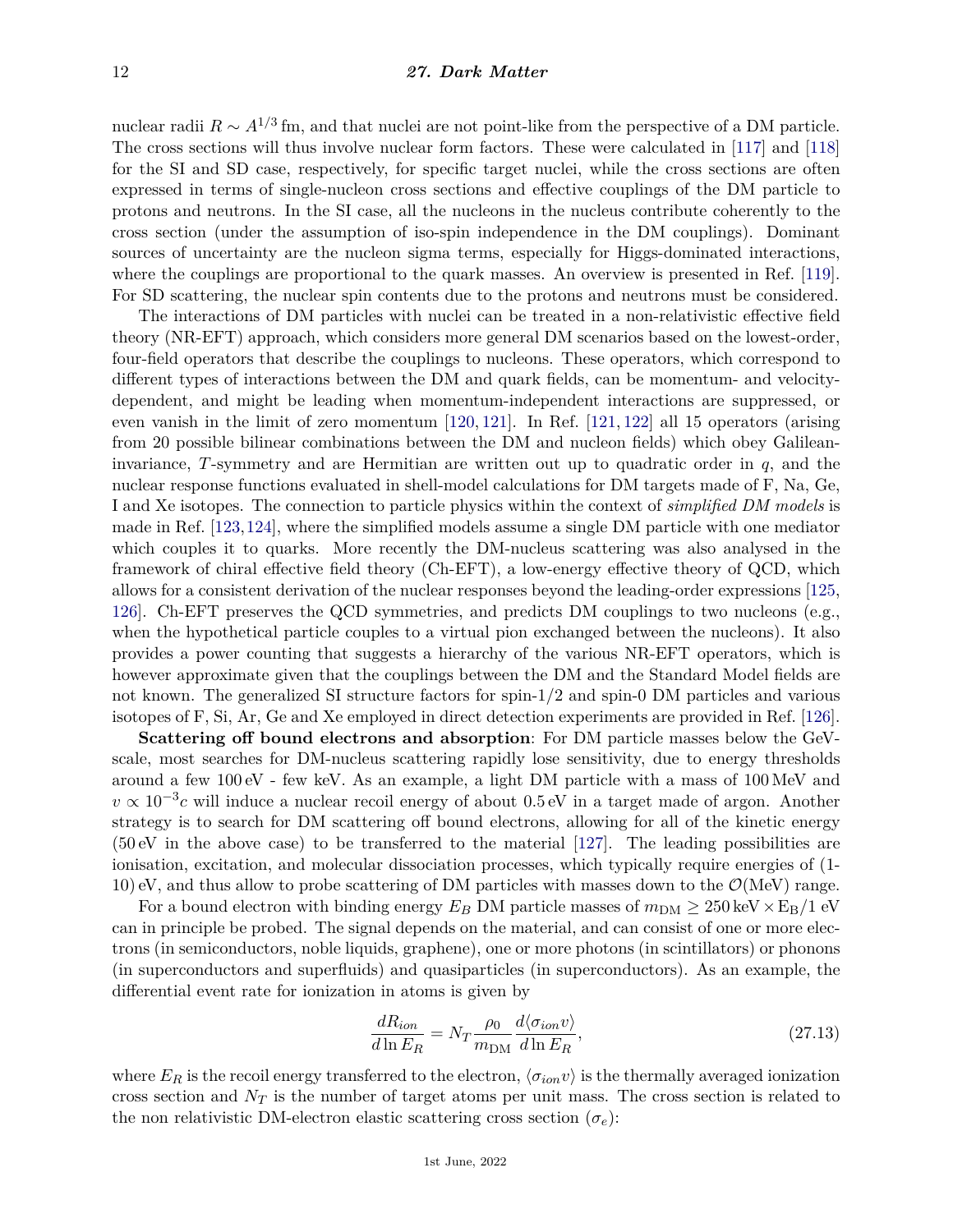nuclear radii $R \sim A^{1/3}$ fm, and that nuclei are not point-like from the perspective of a DM particle. The cross sections will thus involve nuclear form factors. These were calculated in [117] and [118] for the SI and SD case, respectively, for specific target nuclei, while the cross sections are often expressed in terms of single-nucleon cross sections and effective couplings of the DM particle to protons and neutrons. In the SI case, all the nucleons in the nucleus contribute coherently to the cross section (under the assumption of iso-spin independence in the DM couplings). Dominant sources of uncertainty are the nucleon sigma terms, especially for Higgs-dominated interactions, where the couplings are proportional to the quark masses. An overview is presented in Ref. [119]. For SD scattering, the nuclear spin contents due to the protons and neutrons must be considered.

The interactions of DM particles with nuclei can be treated in a non-relativistic effective field theory (NR-EFT) approach, which considers more general DM scenarios based on the lowest-order, four-field operators that describe the couplings to nucleons. These operators, which correspond to different types of interactions between the DM and quark fields, can be momentum- and velocity-dependent, and might be leading when momentum-independent interactions are suppressed, or even vanish in the limit of zero momentum [120, 121]. In Ref. [121, 122] all 15 operators (arising from 20 possible bilinear combinations between the DM and nucleon fields) which obey Galilean-invariance, $T$-symmetry and are Hermitian are written out up to quadratic order in $q$, and the nuclear response functions evaluated in shell-model calculations for DM targets made of F, Na, Ge, I and Xe isotopes. The connection to particle physics within the context of *simplified DM models* is made in Ref. [123, 124], where the simplified models assume a single DM particle with one mediator which couples it to quarks. More recently the DM-nucleus scattering was also analysed in the framework of chiral effective field theory (Ch-EFT), a low-energy effective theory of QCD, which allows for a consistent derivation of the nuclear responses beyond the leading-order expressions [125, 126]. Ch-EFT preserves the QCD symmetries, and predicts DM couplings to two nucleons (e.g., when the hypothetical particle couples to a virtual pion exchanged between the nucleons). It also provides a power counting that suggests a hierarchy of the various NR-EFT operators, which is however approximate given that the couplings between the DM and the Standard Model fields are not known. The generalized SI structure factors for spin-1/2 and spin-0 DM particles and various isotopes of F, Si, Ar, Ge and Xe employed in direct detection experiments are provided in Ref. [126].

**Scattering off bound electrons and absorption**: For DM particle masses below the GeV-scale, most searches for DM-nucleus scattering rapidly lose sensitivity, due to energy thresholds around a few 100 eV - few keV. As an example, a light DM particle with a mass of 100 MeV and $v \propto 10^{-3}c$ will induce a nuclear recoil energy of about 0.5 eV in a target made of argon. Another strategy is to search for DM scattering off bound electrons, allowing for all of the kinetic energy (50 eV in the above case) to be transferred to the material [127]. The leading possibilities are ionisation, excitation, and molecular dissociation processes, which typically require energies of (1-10) eV, and thus allow to probe scattering of DM particles with masses down to the $\mathcal{O}$(MeV) range.

For a bound electron with binding energy $E_B$ DM particle masses of $m_{\rm DM} \geq 250\,\text{keV} \times \text{E}_\text{B}/1\text{ eV}$ can in principle be probed. The signal depends on the material, and can consist of one or more electrons (in semiconductors, noble liquids, graphene), one or more photons (in scintillators) or phonons (in superconductors and superfluids) and quasiparticles (in superconductors). As an example, the differential event rate for ionization in atoms is given by

$$\frac{dR_{ion}}{d\ln E_R} = N_T \frac{\rho_0}{m_{\rm DM}} \frac{d\langle\sigma_{ion}v\rangle}{d\ln E_R}, \tag{27.13}$$

where $E_R$ is the recoil energy transferred to the electron, $\langle\sigma_{ion}v\rangle$ is the thermally averaged ionization cross section and $N_T$ is the number of target atoms per unit mass. The cross section is related to the non relativistic DM-electron elastic scattering cross section ($\sigma_e$):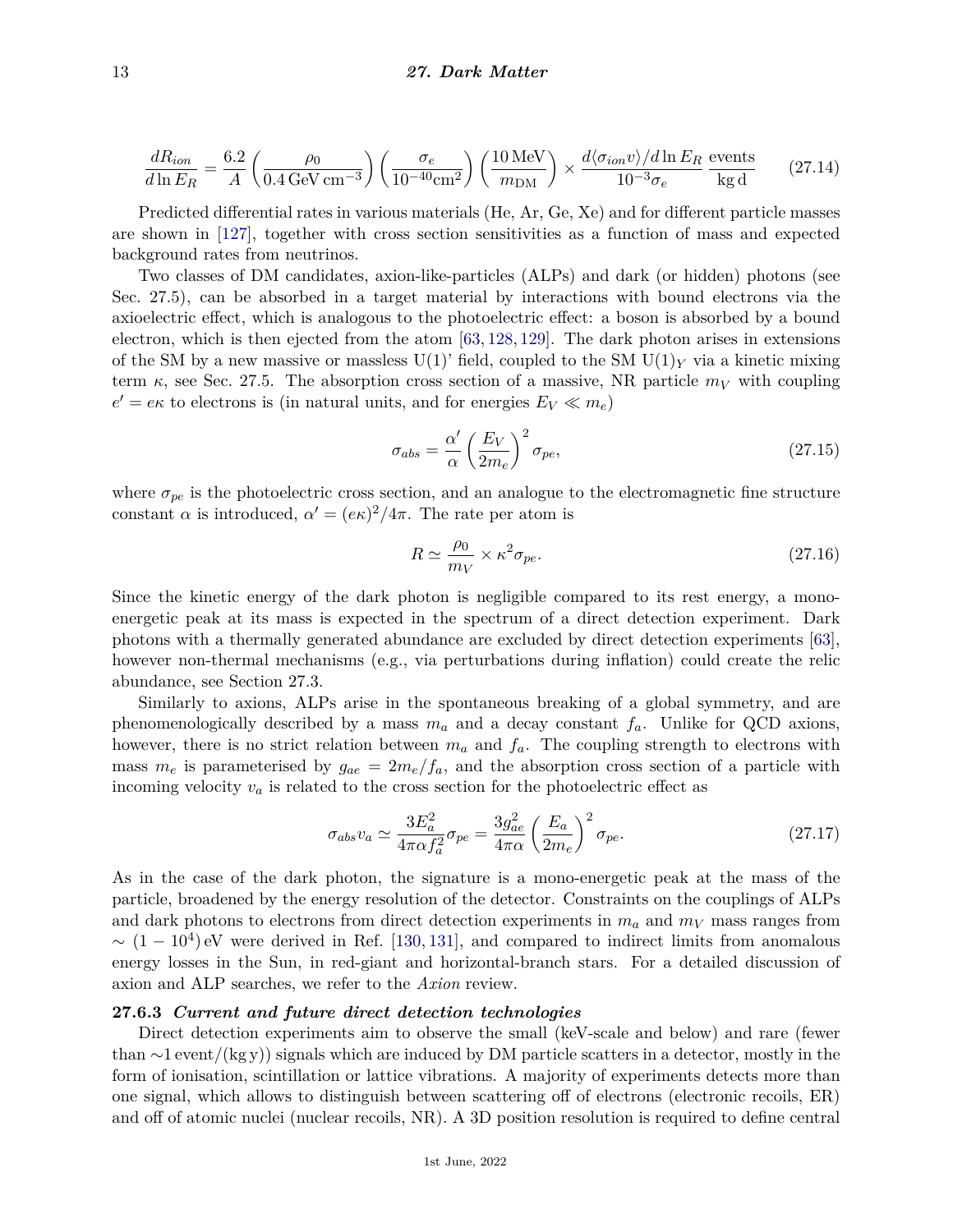$$\frac{dR_{ion}}{d\ln E_R} = \frac{6.2}{A}\left(\frac{\rho_0}{0.4\,\mathrm{GeV\,cm^{-3}}}\right)\left(\frac{\sigma_e}{10^{-40}\mathrm{cm}^2}\right)\left(\frac{10\,\mathrm{MeV}}{m_{\mathrm{DM}}}\right) \times \frac{d\langle\sigma_{ion}v\rangle/d\ln E_R}{10^{-3}\sigma_e}\,\frac{\mathrm{events}}{\mathrm{kg\,d}} \tag{27.14}$$

Predicted differential rates in various materials (He, Ar, Ge, Xe) and for different particle masses are shown in [127], together with cross section sensitivities as a function of mass and expected background rates from neutrinos.

Two classes of DM candidates, axion-like-particles (ALPs) and dark (or hidden) photons (see Sec. 27.5), can be absorbed in a target material by interactions with bound electrons via the axioelectric effect, which is analogous to the photoelectric effect: a boson is absorbed by a bound electron, which is then ejected from the atom [63, 128, 129]. The dark photon arises in extensions of the SM by a new massive or massless U(1)' field, coupled to the SM $\mathrm{U}(1)_Y$ via a kinetic mixing term $\kappa$, see Sec. 27.5. The absorption cross section of a massive, NR particle $m_V$ with coupling $e' = e\kappa$ to electrons is (in natural units, and for energies $E_V \ll m_e$)

$$\sigma_{abs} = \frac{\alpha'}{\alpha}\left(\frac{E_V}{2m_e}\right)^2 \sigma_{pe}, \tag{27.15}$$

where $\sigma_{pe}$ is the photoelectric cross section, and an analogue to the electromagnetic fine structure constant $\alpha$ is introduced, $\alpha' = (e\kappa)^2/4\pi$. The rate per atom is

$$R \simeq \frac{\rho_0}{m_V} \times \kappa^2 \sigma_{pe}. \tag{27.16}$$

Since the kinetic energy of the dark photon is negligible compared to its rest energy, a mono-energetic peak at its mass is expected in the spectrum of a direct detection experiment. Dark photons with a thermally generated abundance are excluded by direct detection experiments [63], however non-thermal mechanisms (e.g., via perturbations during inflation) could create the relic abundance, see Section 27.3.

Similarly to axions, ALPs arise in the spontaneous breaking of a global symmetry, and are phenomenologically described by a mass $m_a$ and a decay constant $f_a$. Unlike for QCD axions, however, there is no strict relation between $m_a$ and $f_a$. The coupling strength to electrons with mass $m_e$ is parameterised by $g_{ae} = 2m_e/f_a$, and the absorption cross section of a particle with incoming velocity $v_a$ is related to the cross section for the photoelectric effect as

$$\sigma_{abs} v_a \simeq \frac{3E_a^2}{4\pi\alpha f_a^2}\sigma_{pe} = \frac{3g_{ae}^2}{4\pi\alpha}\left(\frac{E_a}{2m_e}\right)^2 \sigma_{pe}. \tag{27.17}$$

As in the case of the dark photon, the signature is a mono-energetic peak at the mass of the particle, broadened by the energy resolution of the detector. Constraints on the couplings of ALPs and dark photons to electrons from direct detection experiments in $m_a$ and $m_V$ mass ranges from $\sim (1 - 10^4)\,\mathrm{eV}$ were derived in Ref. [130, 131], and compared to indirect limits from anomalous energy losses in the Sun, in red-giant and horizontal-branch stars. For a detailed discussion of axion and ALP searches, we refer to the *Axion* review.

### 27.6.3 *Current and future direct detection technologies*

Direct detection experiments aim to observe the small (keV-scale and below) and rare (fewer than $\sim$1 event/(kg y)) signals which are induced by DM particle scatters in a detector, mostly in the form of ionisation, scintillation or lattice vibrations. A majority of experiments detects more than one signal, which allows to distinguish between scattering off of electrons (electronic recoils, ER) and off of atomic nuclei (nuclear recoils, NR). A 3D position resolution is required to define central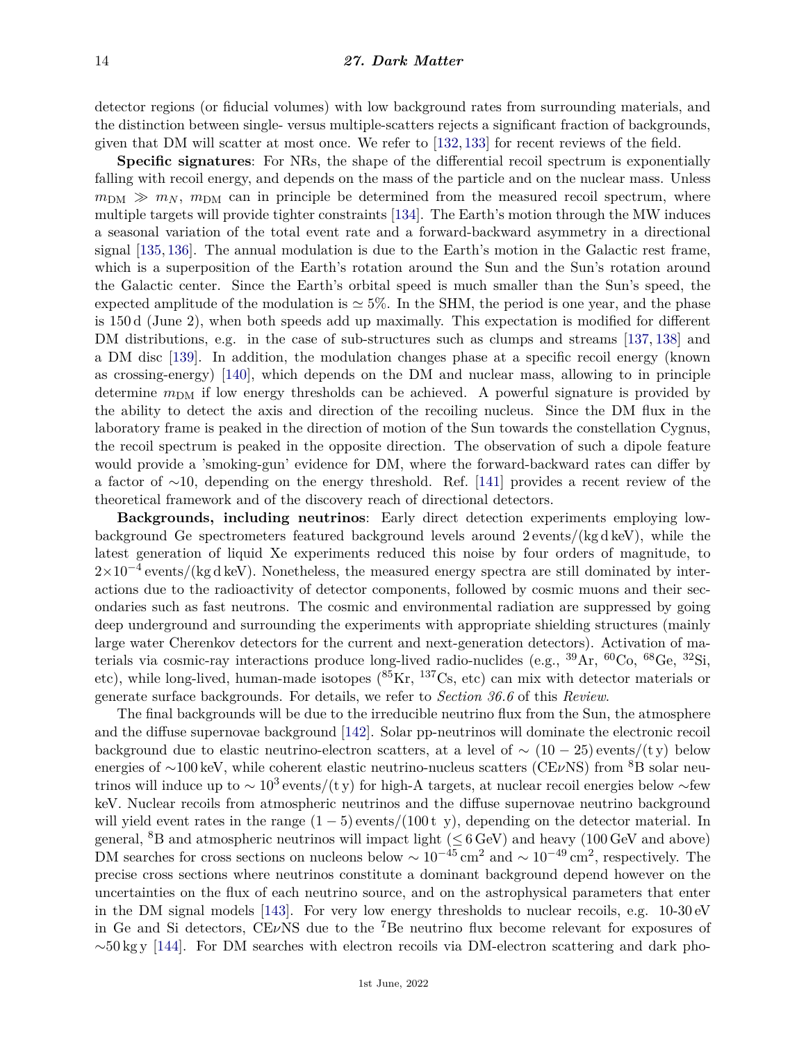detector regions (or fiducial volumes) with low background rates from surrounding materials, and the distinction between single- versus multiple-scatters rejects a significant fraction of backgrounds, given that DM will scatter at most once. We refer to [132, 133] for recent reviews of the field.

**Specific signatures**: For NRs, the shape of the differential recoil spectrum is exponentially falling with recoil energy, and depends on the mass of the particle and on the nuclear mass. Unless $m_{\rm DM} \gg m_N$, $m_{\rm DM}$ can in principle be determined from the measured recoil spectrum, where multiple targets will provide tighter constraints [134]. The Earth's motion through the MW induces a seasonal variation of the total event rate and a forward-backward asymmetry in a directional signal [135, 136]. The annual modulation is due to the Earth's motion in the Galactic rest frame, which is a superposition of the Earth's rotation around the Sun and the Sun's rotation around the Galactic center. Since the Earth's orbital speed is much smaller than the Sun's speed, the expected amplitude of the modulation is $\simeq 5\%$. In the SHM, the period is one year, and the phase is 150 d (June 2), when both speeds add up maximally. This expectation is modified for different DM distributions, e.g. in the case of sub-structures such as clumps and streams [137, 138] and a DM disc [139]. In addition, the modulation changes phase at a specific recoil energy (known as crossing-energy) [140], which depends on the DM and nuclear mass, allowing to in principle determine $m_{\rm DM}$ if low energy thresholds can be achieved. A powerful signature is provided by the ability to detect the axis and direction of the recoiling nucleus. Since the DM flux in the laboratory frame is peaked in the direction of motion of the Sun towards the constellation Cygnus, the recoil spectrum is peaked in the opposite direction. The observation of such a dipole feature would provide a 'smoking-gun' evidence for DM, where the forward-backward rates can differ by a factor of $\sim$10, depending on the energy threshold. Ref. [141] provides a recent review of the theoretical framework and of the discovery reach of directional detectors.

**Backgrounds, including neutrinos**: Early direct detection experiments employing low-background Ge spectrometers featured background levels around 2 events/(kg d keV), while the latest generation of liquid Xe experiments reduced this noise by four orders of magnitude, to $2{\times}10^{-4}$ events/(kg d keV). Nonetheless, the measured energy spectra are still dominated by interactions due to the radioactivity of detector components, followed by cosmic muons and their secondaries such as fast neutrons. The cosmic and environmental radiation are suppressed by going deep underground and surrounding the experiments with appropriate shielding structures (mainly large water Cherenkov detectors for the current and next-generation detectors). Activation of materials via cosmic-ray interactions produce long-lived radio-nuclides (e.g., $^{39}$Ar, $^{60}$Co, $^{68}$Ge, $^{32}$Si, etc), while long-lived, human-made isotopes ($^{85}$Kr, $^{137}$Cs, etc) can mix with detector materials or generate surface backgrounds. For details, we refer to *Section 36.6* of this *Review*.

The final backgrounds will be due to the irreducible neutrino flux from the Sun, the atmosphere and the diffuse supernovae background [142]. Solar pp-neutrinos will dominate the electronic recoil background due to elastic neutrino-electron scatters, at a level of $\sim (10-25)$ events/(t y) below energies of $\sim$100 keV, while coherent elastic neutrino-nucleus scatters (CE$\nu$NS) from $^{8}$B solar neutrinos will induce up to $\sim 10^3$ events/(t y) for high-A targets, at nuclear recoil energies below $\sim$few keV. Nuclear recoils from atmospheric neutrinos and the diffuse supernovae neutrino background will yield event rates in the range $(1-5)$ events/(100 t y), depending on the detector material. In general, $^{8}$B and atmospheric neutrinos will impact light ($\leq 6$ GeV) and heavy (100 GeV and above) DM searches for cross sections on nucleons below $\sim 10^{-45}\,\rm cm^2$ and $\sim 10^{-49}\,\rm cm^2$, respectively. The precise cross sections where neutrinos constitute a dominant background depend however on the uncertainties on the flux of each neutrino source, and on the astrophysical parameters that enter in the DM signal models [143]. For very low energy thresholds to nuclear recoils, e.g. 10-30 eV in Ge and Si detectors, CE$\nu$NS due to the $^{7}$Be neutrino flux become relevant for exposures of $\sim$50 kg y [144]. For DM searches with electron recoils via DM-electron scattering and dark pho-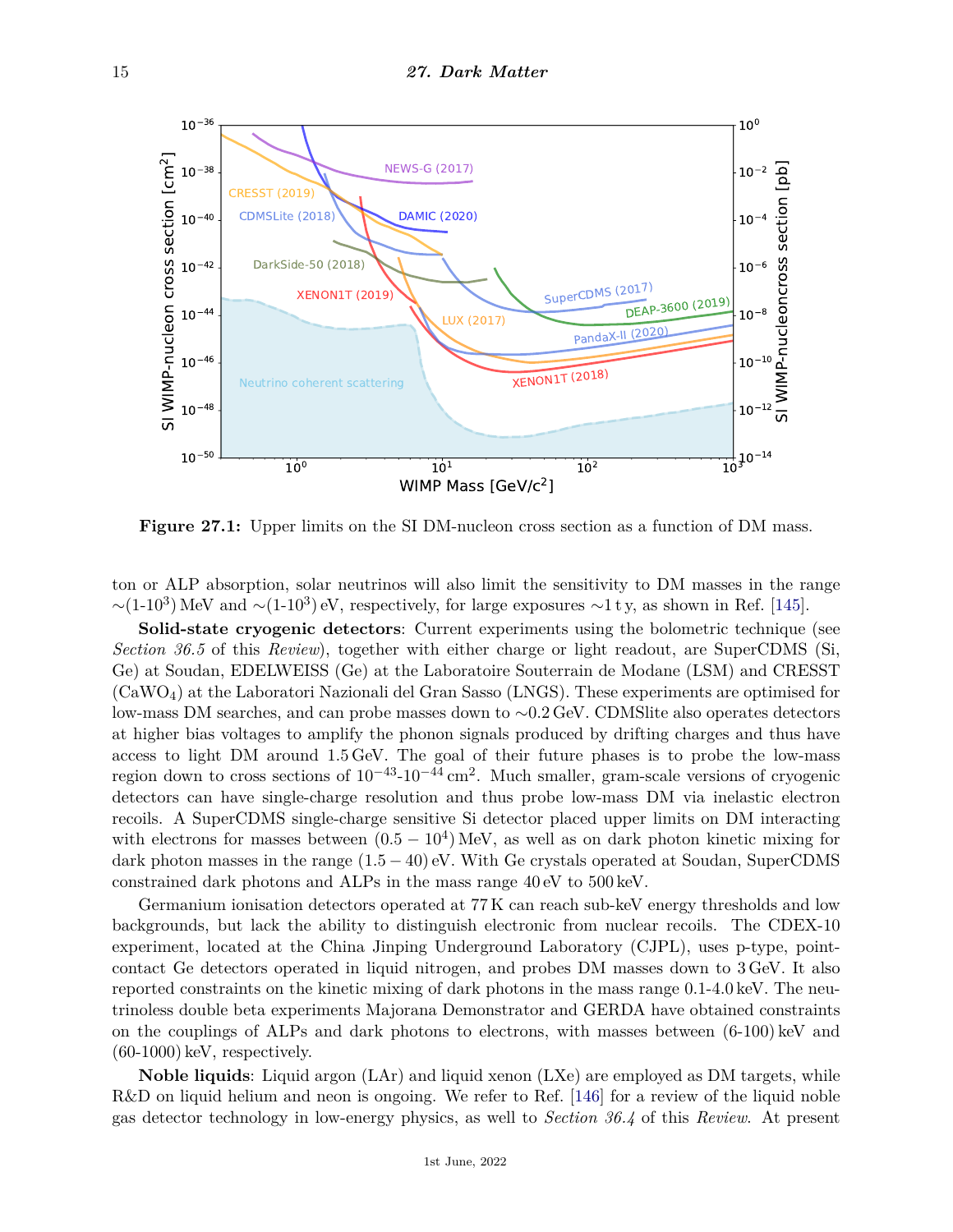Figure 27.1: Upper limits on the SI DM-nucleon cross section as a function of DM mass.

ton or ALP absorption, solar neutrinos will also limit the sensitivity to DM masses in the range $\sim$(1-$10^3$) MeV and $\sim$(1-$10^3$) eV, respectively, for large exposures $\sim$1 t y, as shown in Ref. [145].

**Solid-state cryogenic detectors**: Current experiments using the bolometric technique (see *Section 36.5* of this *Review*), together with either charge or light readout, are SuperCDMS (Si, Ge) at Soudan, EDELWEISS (Ge) at the Laboratoire Souterrain de Modane (LSM) and CRESST ($CaWO_4$) at the Laboratori Nazionali del Gran Sasso (LNGS). These experiments are optimised for low-mass DM searches, and can probe masses down to $\sim$0.2 GeV. CDMSlite also operates detectors at higher bias voltages to amplify the phonon signals produced by drifting charges and thus have access to light DM around 1.5 GeV. The goal of their future phases is to probe the low-mass region down to cross sections of $10^{-43}$-$10^{-44}$ cm$^2$. Much smaller, gram-scale versions of cryogenic detectors can have single-charge resolution and thus probe low-mass DM via inelastic electron recoils. A SuperCDMS single-charge sensitive Si detector placed upper limits on DM interacting with electrons for masses between $(0.5 - 10^4)$ MeV, as well as on dark photon kinetic mixing for dark photon masses in the range $(1.5 - 40)$ eV. With Ge crystals operated at Soudan, SuperCDMS constrained dark photons and ALPs in the mass range 40 eV to 500 keV.

Germanium ionisation detectors operated at 77 K can reach sub-keV energy thresholds and low backgrounds, but lack the ability to distinguish electronic from nuclear recoils. The CDEX-10 experiment, located at the China Jinping Underground Laboratory (CJPL), uses p-type, point-contact Ge detectors operated in liquid nitrogen, and probes DM masses down to 3 GeV. It also reported constraints on the kinetic mixing of dark photons in the mass range 0.1-4.0 keV. The neutrinoless double beta experiments Majorana Demonstrator and GERDA have obtained constraints on the couplings of ALPs and dark photons to electrons, with masses between (6-100) keV and (60-1000) keV, respectively.

**Noble liquids**: Liquid argon (LAr) and liquid xenon (LXe) are employed as DM targets, while R&D on liquid helium and neon is ongoing. We refer to Ref. [146] for a review of the liquid noble gas detector technology in low-energy physics, as well to *Section 36.4* of this *Review*. At present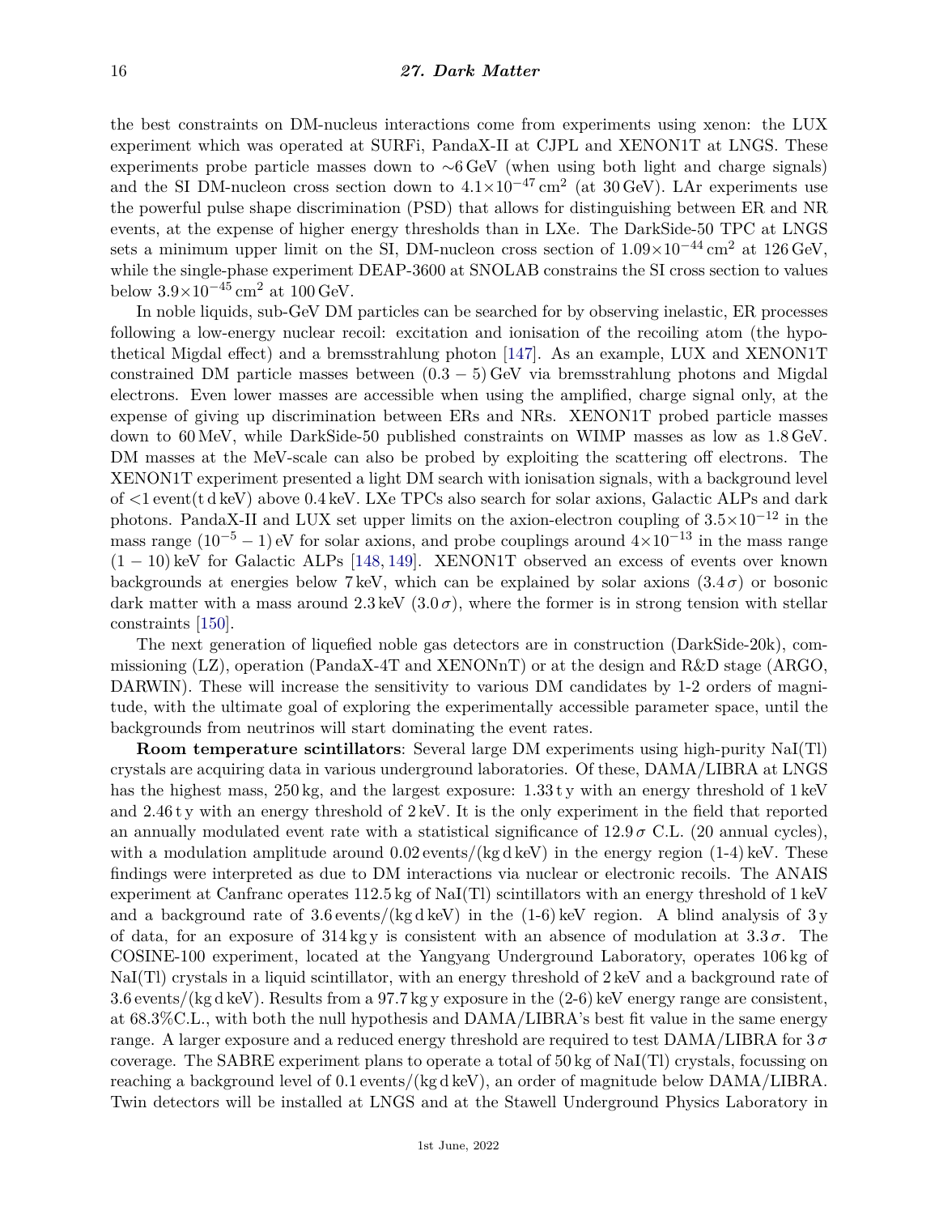the best constraints on DM-nucleus interactions come from experiments using xenon: the LUX experiment which was operated at SURFi, PandaX-II at CJPL and XENON1T at LNGS. These experiments probe particle masses down to $\sim$6 GeV (when using both light and charge signals) and the SI DM-nucleon cross section down to $4.1\times10^{-47}\,\mathrm{cm}^2$ (at 30 GeV). LAr experiments use the powerful pulse shape discrimination (PSD) that allows for distinguishing between ER and NR events, at the expense of higher energy thresholds than in LXe. The DarkSide-50 TPC at LNGS sets a minimum upper limit on the SI, DM-nucleon cross section of $1.09\times10^{-44}\,\mathrm{cm}^2$ at 126 GeV, while the single-phase experiment DEAP-3600 at SNOLAB constrains the SI cross section to values below $3.9\times10^{-45}\,\mathrm{cm}^2$ at 100 GeV.

In noble liquids, sub-GeV DM particles can be searched for by observing inelastic, ER processes following a low-energy nuclear recoil: excitation and ionisation of the recoiling atom (the hypothetical Migdal effect) and a bremsstrahlung photon [147]. As an example, LUX and XENON1T constrained DM particle masses between $(0.3-5)$ GeV via bremsstrahlung photons and Migdal electrons. Even lower masses are accessible when using the amplified, charge signal only, at the expense of giving up discrimination between ERs and NRs. XENON1T probed particle masses down to 60 MeV, while DarkSide-50 published constraints on WIMP masses as low as 1.8 GeV. DM masses at the MeV-scale can also be probed by exploiting the scattering off electrons. The XENON1T experiment presented a light DM search with ionisation signals, with a background level of <1 event(t d keV) above 0.4 keV. LXe TPCs also search for solar axions, Galactic ALPs and dark photons. PandaX-II and LUX set upper limits on the axion-electron coupling of $3.5\times10^{-12}$ in the mass range $(10^{-5}-1)$ eV for solar axions, and probe couplings around $4\times10^{-13}$ in the mass range $(1-10)$ keV for Galactic ALPs [148, 149]. XENON1T observed an excess of events over known backgrounds at energies below 7 keV, which can be explained by solar axions ($3.4\,\sigma$) or bosonic dark matter with a mass around 2.3 keV ($3.0\,\sigma$), where the former is in strong tension with stellar constraints [150].

The next generation of liquefied noble gas detectors are in construction (DarkSide-20k), commissioning (LZ), operation (PandaX-4T and XENONnT) or at the design and R&D stage (ARGO, DARWIN). These will increase the sensitivity to various DM candidates by 1-2 orders of magnitude, with the ultimate goal of exploring the experimentally accessible parameter space, until the backgrounds from neutrinos will start dominating the event rates.

**Room temperature scintillators**: Several large DM experiments using high-purity NaI(Tl) crystals are acquiring data in various underground laboratories. Of these, DAMA/LIBRA at LNGS has the highest mass, 250 kg, and the largest exposure: 1.33 t y with an energy threshold of 1 keV and 2.46 t y with an energy threshold of 2 keV. It is the only experiment in the field that reported an annually modulated event rate with a statistical significance of $12.9\,\sigma$ C.L. (20 annual cycles), with a modulation amplitude around 0.02 events/(kg d keV) in the energy region (1-4) keV. These findings were interpreted as due to DM interactions via nuclear or electronic recoils. The ANAIS experiment at Canfranc operates 112.5 kg of NaI(Tl) scintillators with an energy threshold of 1 keV and a background rate of 3.6 events/(kg d keV) in the (1-6) keV region. A blind analysis of 3 y of data, for an exposure of 314 kg y is consistent with an absence of modulation at $3.3\,\sigma$. The COSINE-100 experiment, located at the Yangyang Underground Laboratory, operates 106 kg of NaI(Tl) crystals in a liquid scintillator, with an energy threshold of 2 keV and a background rate of 3.6 events/(kg d keV). Results from a 97.7 kg y exposure in the (2-6) keV energy range are consistent, at 68.3%C.L., with both the null hypothesis and DAMA/LIBRA's best fit value in the same energy range. A larger exposure and a reduced energy threshold are required to test DAMA/LIBRA for $3\,\sigma$ coverage. The SABRE experiment plans to operate a total of 50 kg of NaI(Tl) crystals, focussing on reaching a background level of 0.1 events/(kg d keV), an order of magnitude below DAMA/LIBRA. Twin detectors will be installed at LNGS and at the Stawell Underground Physics Laboratory in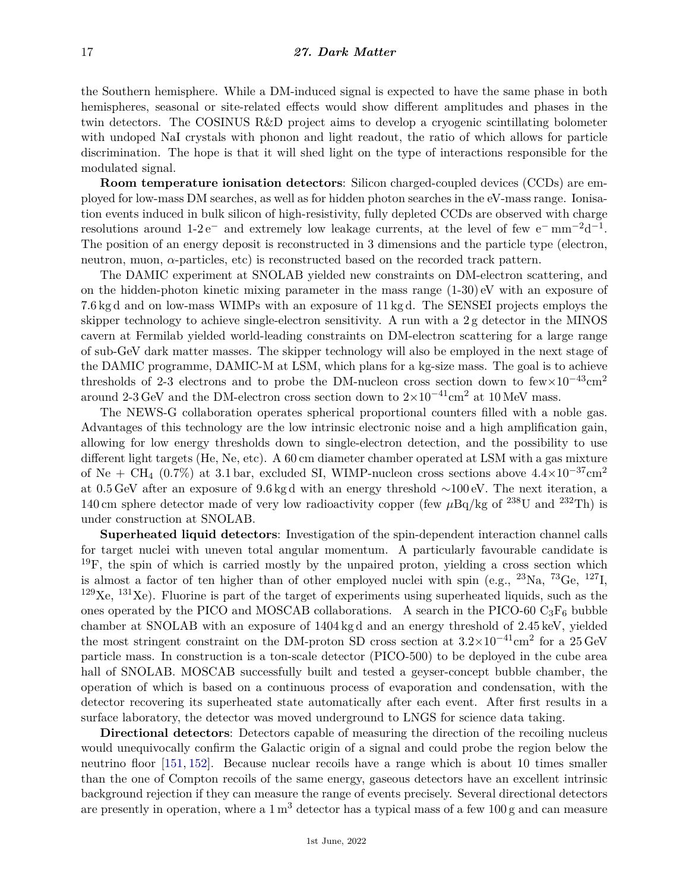the Southern hemisphere. While a DM-induced signal is expected to have the same phase in both hemispheres, seasonal or site-related effects would show different amplitudes and phases in the twin detectors. The COSINUS R&D project aims to develop a cryogenic scintillating bolometer with undoped NaI crystals with phonon and light readout, the ratio of which allows for particle discrimination. The hope is that it will shed light on the type of interactions responsible for the modulated signal.

**Room temperature ionisation detectors**: Silicon charged-coupled devices (CCDs) are employed for low-mass DM searches, as well as for hidden photon searches in the eV-mass range. Ionisation events induced in bulk silicon of high-resistivity, fully depleted CCDs are observed with charge resolutions around 1-2 $e^-$ and extremely low leakage currents, at the level of few $e^-\,mm^{-2}d^{-1}$. The position of an energy deposit is reconstructed in 3 dimensions and the particle type (electron, neutron, muon, $\alpha$-particles, etc) is reconstructed based on the recorded track pattern.

The DAMIC experiment at SNOLAB yielded new constraints on DM-electron scattering, and on the hidden-photon kinetic mixing parameter in the mass range (1-30) eV with an exposure of 7.6 kg d and on low-mass WIMPs with an exposure of 11 kg d. The SENSEI projects employs the skipper technology to achieve single-electron sensitivity. A run with a 2 g detector in the MINOS cavern at Fermilab yielded world-leading constraints on DM-electron scattering for a large range of sub-GeV dark matter masses. The skipper technology will also be employed in the next stage of the DAMIC programme, DAMIC-M at LSM, which plans for a kg-size mass. The goal is to achieve thresholds of 2-3 electrons and to probe the DM-nucleon cross section down to few$\times 10^{-43}$cm$^2$ around 2-3 GeV and the DM-electron cross section down to $2\times 10^{-41}$cm$^2$ at 10 MeV mass.

The NEWS-G collaboration operates spherical proportional counters filled with a noble gas. Advantages of this technology are the low intrinsic electronic noise and a high amplification gain, allowing for low energy thresholds down to single-electron detection, and the possibility to use different light targets (He, Ne, etc). A 60 cm diameter chamber operated at LSM with a gas mixture of Ne + $CH_4$ (0.7%) at 3.1 bar, excluded SI, WIMP-nucleon cross sections above $4.4\times 10^{-37}$cm$^2$ at 0.5 GeV after an exposure of 9.6 kg d with an energy threshold $\sim$100 eV. The next iteration, a 140 cm sphere detector made of very low radioactivity copper (few $\mu$Bq/kg of $^{238}$U and $^{232}$Th) is under construction at SNOLAB.

**Superheated liquid detectors**: Investigation of the spin-dependent interaction channel calls for target nuclei with uneven total angular momentum. A particularly favourable candidate is $^{19}$F, the spin of which is carried mostly by the unpaired proton, yielding a cross section which is almost a factor of ten higher than of other employed nuclei with spin (e.g., $^{23}$Na, $^{73}$Ge, $^{127}$I, $^{129}$Xe, $^{131}$Xe). Fluorine is part of the target of experiments using superheated liquids, such as the ones operated by the PICO and MOSCAB collaborations. A search in the PICO-60 $C_3F_8$ bubble chamber at SNOLAB with an exposure of 1404 kg d and an energy threshold of 2.45 keV, yielded the most stringent constraint on the DM-proton SD cross section at $3.2\times 10^{-41}$cm$^2$ for a 25 GeV particle mass. In construction is a ton-scale detector (PICO-500) to be deployed in the cube area hall of SNOLAB. MOSCAB successfully built and tested a geyser-concept bubble chamber, the operation of which is based on a continuous process of evaporation and condensation, with the detector recovering its superheated state automatically after each event. After first results in a surface laboratory, the detector was moved underground to LNGS for science data taking.

**Directional detectors**: Detectors capable of measuring the direction of the recoiling nucleus would unequivocally confirm the Galactic origin of a signal and could probe the region below the neutrino floor [151, 152]. Because nuclear recoils have a range which is about 10 times smaller than the one of Compton recoils of the same energy, gaseous detectors have an excellent intrinsic background rejection if they can measure the range of events precisely. Several directional detectors are presently in operation, where a 1 m$^3$ detector has a typical mass of a few 100 g and can measure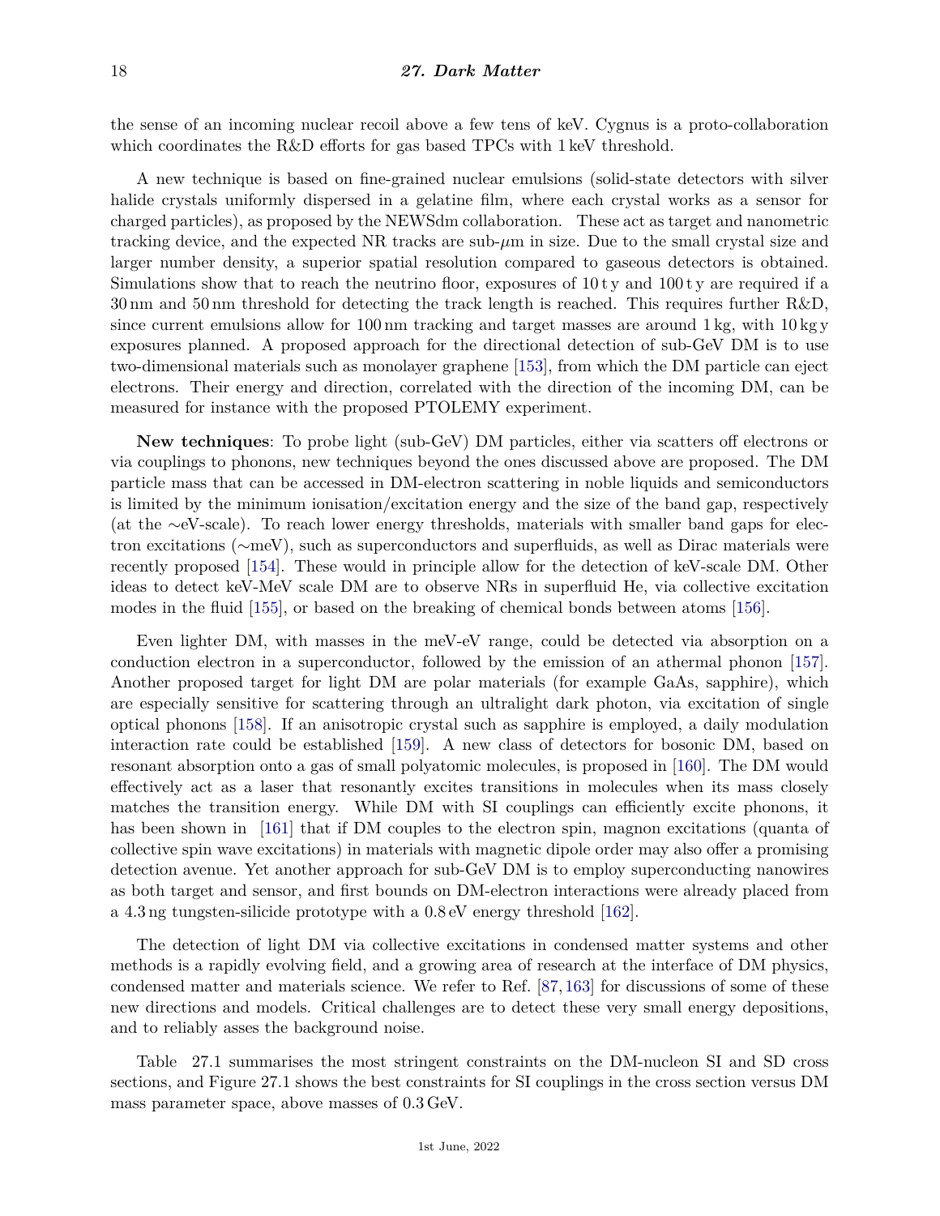the sense of an incoming nuclear recoil above a few tens of keV. Cygnus is a proto-collaboration which coordinates the R&D efforts for gas based TPCs with 1 keV threshold.

A new technique is based on fine-grained nuclear emulsions (solid-state detectors with silver halide crystals uniformly dispersed in a gelatine film, where each crystal works as a sensor for charged particles), as proposed by the NEWSdm collaboration. These act as target and nanometric tracking device, and the expected NR tracks are sub-$\mu$m in size. Due to the small crystal size and larger number density, a superior spatial resolution compared to gaseous detectors is obtained. Simulations show that to reach the neutrino floor, exposures of 10 t y and 100 t y are required if a 30 nm and 50 nm threshold for detecting the track length is reached. This requires further R&D, since current emulsions allow for 100 nm tracking and target masses are around 1 kg, with 10 kg y exposures planned. A proposed approach for the directional detection of sub-GeV DM is to use two-dimensional materials such as monolayer graphene [153], from which the DM particle can eject electrons. Their energy and direction, correlated with the direction of the incoming DM, can be measured for instance with the proposed PTOLEMY experiment.

**New techniques**: To probe light (sub-GeV) DM particles, either via scatters off electrons or via couplings to phonons, new techniques beyond the ones discussed above are proposed. The DM particle mass that can be accessed in DM-electron scattering in noble liquids and semiconductors is limited by the minimum ionisation/excitation energy and the size of the band gap, respectively (at the ∼eV-scale). To reach lower energy thresholds, materials with smaller band gaps for electron excitations (∼meV), such as superconductors and superfluids, as well as Dirac materials were recently proposed [154]. These would in principle allow for the detection of keV-scale DM. Other ideas to detect keV-MeV scale DM are to observe NRs in superfluid He, via collective excitation modes in the fluid [155], or based on the breaking of chemical bonds between atoms [156].

Even lighter DM, with masses in the meV-eV range, could be detected via absorption on a conduction electron in a superconductor, followed by the emission of an athermal phonon [157]. Another proposed target for light DM are polar materials (for example GaAs, sapphire), which are especially sensitive for scattering through an ultralight dark photon, via excitation of single optical phonons [158]. If an anisotropic crystal such as sapphire is employed, a daily modulation interaction rate could be established [159]. A new class of detectors for bosonic DM, based on resonant absorption onto a gas of small polyatomic molecules, is proposed in [160]. The DM would effectively act as a laser that resonantly excites transitions in molecules when its mass closely matches the transition energy. While DM with SI couplings can efficiently excite phonons, it has been shown in [161] that if DM couples to the electron spin, magnon excitations (quanta of collective spin wave excitations) in materials with magnetic dipole order may also offer a promising detection avenue. Yet another approach for sub-GeV DM is to employ superconducting nanowires as both target and sensor, and first bounds on DM-electron interactions were already placed from a 4.3 ng tungsten-silicide prototype with a 0.8 eV energy threshold [162].

The detection of light DM via collective excitations in condensed matter systems and other methods is a rapidly evolving field, and a growing area of research at the interface of DM physics, condensed matter and materials science. We refer to Ref. [87, 163] for discussions of some of these new directions and models. Critical challenges are to detect these very small energy depositions, and to reliably asses the background noise.

Table 27.1 summarises the most stringent constraints on the DM-nucleon SI and SD cross sections, and Figure 27.1 shows the best constraints for SI couplings in the cross section versus DM mass parameter space, above masses of 0.3 GeV.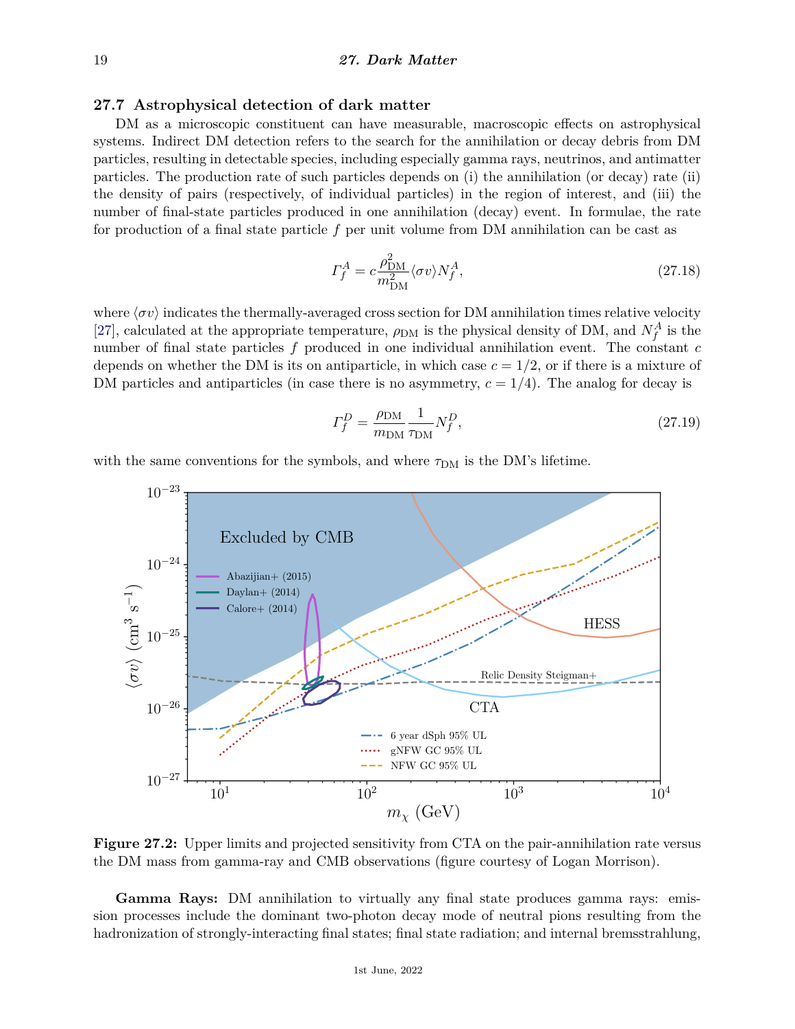## 27.7 Astrophysical detection of dark matter

DM as a microscopic constituent can have measurable, macroscopic effects on astrophysical systems. Indirect DM detection refers to the search for the annihilation or decay debris from DM particles, resulting in detectable species, including especially gamma rays, neutrinos, and antimatter particles. The production rate of such particles depends on (i) the annihilation (or decay) rate (ii) the density of pairs (respectively, of individual particles) in the region of interest, and (iii) the number of final-state particles produced in one annihilation (decay) event. In formulae, the rate for production of a final state particle $f$ per unit volume from DM annihilation can be cast as

$$\Gamma_f^A = c\frac{\rho_{\rm DM}^2}{m_{\rm DM}^2}\langle\sigma v\rangle N_f^A, \tag{27.18}$$

where $\langle\sigma v\rangle$ indicates the thermally-averaged cross section for DM annihilation times relative velocity [27], calculated at the appropriate temperature, $\rho_{\rm DM}$ is the physical density of DM, and $N_f^A$ is the number of final state particles $f$ produced in one individual annihilation event. The constant $c$ depends on whether the DM is its on antiparticle, in which case $c = 1/2$, or if there is a mixture of DM particles and antiparticles (in case there is no asymmetry, $c = 1/4$). The analog for decay is

$$\Gamma_f^D = \frac{\rho_{\rm DM}}{m_{\rm DM}}\frac{1}{\tau_{\rm DM}}N_f^D, \tag{27.19}$$

with the same conventions for the symbols, and where $\tau_{\rm DM}$ is the DM's lifetime.

**Figure 27.2:** Upper limits and projected sensitivity from CTA on the pair-annihilation rate versus the DM mass from gamma-ray and CMB observations (figure courtesy of Logan Morrison).

**Gamma Rays:** DM annihilation to virtually any final state produces gamma rays: emission processes include the dominant two-photon decay mode of neutral pions resulting from the hadronization of strongly-interacting final states; final state radiation; and internal bremsstrahlung,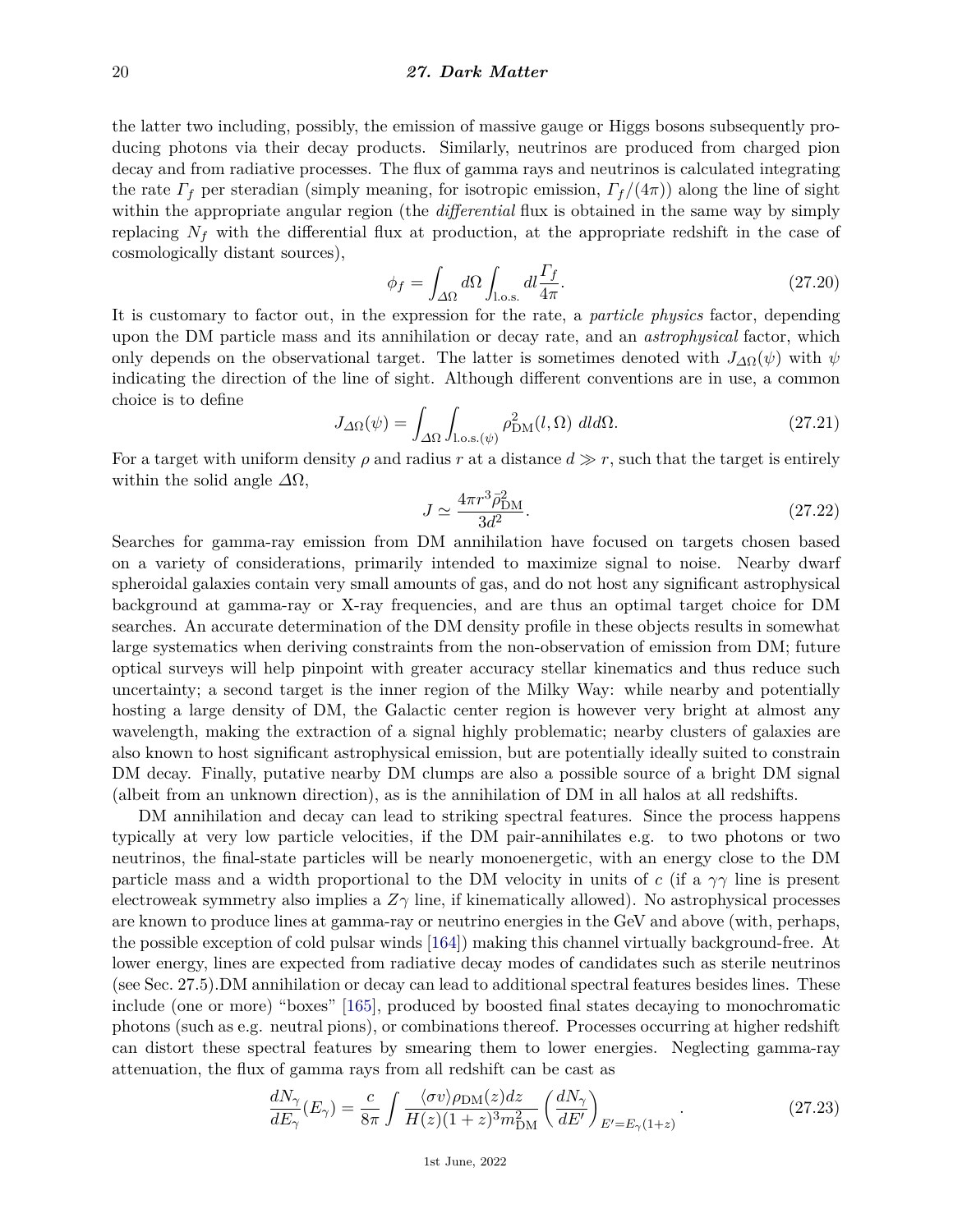the latter two including, possibly, the emission of massive gauge or Higgs bosons subsequently producing photons via their decay products. Similarly, neutrinos are produced from charged pion decay and from radiative processes. The flux of gamma rays and neutrinos is calculated integrating the rate $\Gamma_f$ per steradian (simply meaning, for isotropic emission, $\Gamma_f/(4\pi)$) along the line of sight within the appropriate angular region (the *differential* flux is obtained in the same way by simply replacing $N_f$ with the differential flux at production, at the appropriate redshift in the case of cosmologically distant sources),

$$\phi_f = \int_{\Delta\Omega} d\Omega \int_{\text{l.o.s.}} dl \frac{\Gamma_f}{4\pi}. \tag{27.20}$$

It is customary to factor out, in the expression for the rate, a *particle physics* factor, depending upon the DM particle mass and its annihilation or decay rate, and an *astrophysical* factor, which only depends on the observational target. The latter is sometimes denoted with $J_{\Delta\Omega}(\psi)$ with $\psi$ indicating the direction of the line of sight. Although different conventions are in use, a common choice is to define

$$J_{\Delta\Omega}(\psi) = \int_{\Delta\Omega} \int_{\text{l.o.s.}(\psi)} \rho^2_{\text{DM}}(l, \Omega)\ dl d\Omega. \tag{27.21}$$

For a target with uniform density $\rho$ and radius $r$ at a distance $d \gg r$, such that the target is entirely within the solid angle $\Delta\Omega$,

$$J \simeq \frac{4\pi r^3 \bar{\rho}^2_{\text{DM}}}{3d^2}. \tag{27.22}$$

Searches for gamma-ray emission from DM annihilation have focused on targets chosen based on a variety of considerations, primarily intended to maximize signal to noise. Nearby dwarf spheroidal galaxies contain very small amounts of gas, and do not host any significant astrophysical background at gamma-ray or X-ray frequencies, and are thus an optimal target choice for DM searches. An accurate determination of the DM density profile in these objects results in somewhat large systematics when deriving constraints from the non-observation of emission from DM; future optical surveys will help pinpoint with greater accuracy stellar kinematics and thus reduce such uncertainty; a second target is the inner region of the Milky Way: while nearby and potentially hosting a large density of DM, the Galactic center region is however very bright at almost any wavelength, making the extraction of a signal highly problematic; nearby clusters of galaxies are also known to host significant astrophysical emission, but are potentially ideally suited to constrain DM decay. Finally, putative nearby DM clumps are also a possible source of a bright DM signal (albeit from an unknown direction), as is the annihilation of DM in all halos at all redshifts.

DM annihilation and decay can lead to striking spectral features. Since the process happens typically at very low particle velocities, if the DM pair-annihilates e.g. to two photons or two neutrinos, the final-state particles will be nearly monoenergetic, with an energy close to the DM particle mass and a width proportional to the DM velocity in units of $c$ (if a $\gamma\gamma$ line is present electroweak symmetry also implies a $Z\gamma$ line, if kinematically allowed). No astrophysical processes are known to produce lines at gamma-ray or neutrino energies in the GeV and above (with, perhaps, the possible exception of cold pulsar winds [164]) making this channel virtually background-free. At lower energy, lines are expected from radiative decay modes of candidates such as sterile neutrinos (see Sec. 27.5).DM annihilation or decay can lead to additional spectral features besides lines. These include (one or more) "boxes" [165], produced by boosted final states decaying to monochromatic photons (such as e.g. neutral pions), or combinations thereof. Processes occurring at higher redshift can distort these spectral features by smearing them to lower energies. Neglecting gamma-ray attenuation, the flux of gamma rays from all redshift can be cast as

$$\frac{dN_\gamma}{dE_\gamma}(E_\gamma) = \frac{c}{8\pi} \int \frac{\langle\sigma v\rangle \rho_{\text{DM}}(z) dz}{H(z)(1+z)^3 m^2_{\text{DM}}} \left(\frac{dN_\gamma}{dE'}\right)_{E'=E_\gamma(1+z)}. \tag{27.23}$$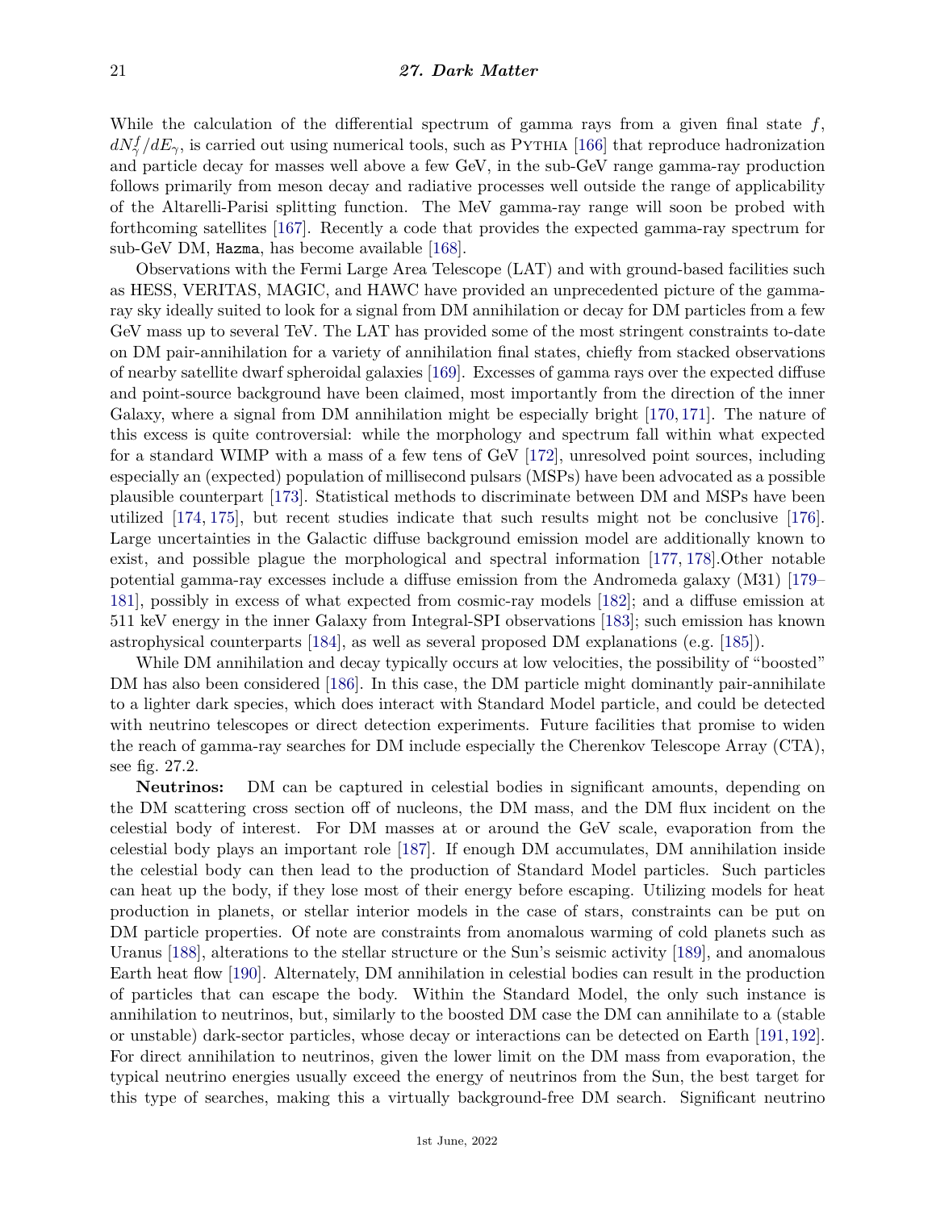While the calculation of the differential spectrum of gamma rays from a given final state $f$, $dN^f_\gamma/dE_\gamma$, is carried out using numerical tools, such as Pythia [166] that reproduce hadronization and particle decay for masses well above a few GeV, in the sub-GeV range gamma-ray production follows primarily from meson decay and radiative processes well outside the range of applicability of the Altarelli-Parisi splitting function. The MeV gamma-ray range will soon be probed with forthcoming satellites [167]. Recently a code that provides the expected gamma-ray spectrum for sub-GeV DM, `Hazma`, has become available [168].

Observations with the Fermi Large Area Telescope (LAT) and with ground-based facilities such as HESS, VERITAS, MAGIC, and HAWC have provided an unprecedented picture of the gamma-ray sky ideally suited to look for a signal from DM annihilation or decay for DM particles from a few GeV mass up to several TeV. The LAT has provided some of the most stringent constraints to-date on DM pair-annihilation for a variety of annihilation final states, chiefly from stacked observations of nearby satellite dwarf spheroidal galaxies [169]. Excesses of gamma rays over the expected diffuse and point-source background have been claimed, most importantly from the direction of the inner Galaxy, where a signal from DM annihilation might be especially bright [170, 171]. The nature of this excess is quite controversial: while the morphology and spectrum fall within what expected for a standard WIMP with a mass of a few tens of GeV [172], unresolved point sources, including especially an (expected) population of millisecond pulsars (MSPs) have been advocated as a possible plausible counterpart [173]. Statistical methods to discriminate between DM and MSPs have been utilized [174, 175], but recent studies indicate that such results might not be conclusive [176]. Large uncertainties in the Galactic diffuse background emission model are additionally known to exist, and possible plague the morphological and spectral information [177, 178].Other notable potential gamma-ray excesses include a diffuse emission from the Andromeda galaxy (M31) [179–181], possibly in excess of what expected from cosmic-ray models [182]; and a diffuse emission at 511 keV energy in the inner Galaxy from Integral-SPI observations [183]; such emission has known astrophysical counterparts [184], as well as several proposed DM explanations (e.g. [185]).

While DM annihilation and decay typically occurs at low velocities, the possibility of "boosted" DM has also been considered [186]. In this case, the DM particle might dominantly pair-annihilate to a lighter dark species, which does interact with Standard Model particle, and could be detected with neutrino telescopes or direct detection experiments. Future facilities that promise to widen the reach of gamma-ray searches for DM include especially the Cherenkov Telescope Array (CTA), see fig. 27.2.

**Neutrinos:** DM can be captured in celestial bodies in significant amounts, depending on the DM scattering cross section off of nucleons, the DM mass, and the DM flux incident on the celestial body of interest. For DM masses at or around the GeV scale, evaporation from the celestial body plays an important role [187]. If enough DM accumulates, DM annihilation inside the celestial body can then lead to the production of Standard Model particles. Such particles can heat up the body, if they lose most of their energy before escaping. Utilizing models for heat production in planets, or stellar interior models in the case of stars, constraints can be put on DM particle properties. Of note are constraints from anomalous warming of cold planets such as Uranus [188], alterations to the stellar structure or the Sun's seismic activity [189], and anomalous Earth heat flow [190]. Alternately, DM annihilation in celestial bodies can result in the production of particles that can escape the body. Within the Standard Model, the only such instance is annihilation to neutrinos, but, similarly to the boosted DM case the DM can annihilate to a (stable or unstable) dark-sector particles, whose decay or interactions can be detected on Earth [191, 192]. For direct annihilation to neutrinos, given the lower limit on the DM mass from evaporation, the typical neutrino energies usually exceed the energy of neutrinos from the Sun, the best target for this type of searches, making this a virtually background-free DM search. Significant neutrino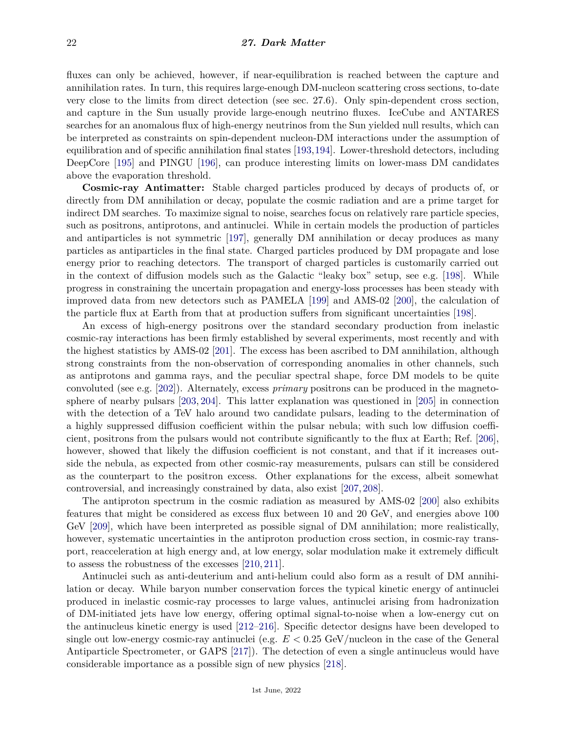fluxes can only be achieved, however, if near-equilibration is reached between the capture and annihilation rates. In turn, this requires large-enough DM-nucleon scattering cross sections, to-date very close to the limits from direct detection (see sec. 27.6). Only spin-dependent cross section, and capture in the Sun usually provide large-enough neutrino fluxes. IceCube and ANTARES searches for an anomalous flux of high-energy neutrinos from the Sun yielded null results, which can be interpreted as constraints on spin-dependent nucleon-DM interactions under the assumption of equilibration and of specific annihilation final states [193,194]. Lower-threshold detectors, including DeepCore [195] and PINGU [196], can produce interesting limits on lower-mass DM candidates above the evaporation threshold.

**Cosmic-ray Antimatter:** Stable charged particles produced by decays of products of, or directly from DM annihilation or decay, populate the cosmic radiation and are a prime target for indirect DM searches. To maximize signal to noise, searches focus on relatively rare particle species, such as positrons, antiprotons, and antinuclei. While in certain models the production of particles and antiparticles is not symmetric [197], generally DM annihilation or decay produces as many particles as antiparticles in the final state. Charged particles produced by DM propagate and lose energy prior to reaching detectors. The transport of charged particles is customarily carried out in the context of diffusion models such as the Galactic "leaky box" setup, see e.g. [198]. While progress in constraining the uncertain propagation and energy-loss processes has been steady with improved data from new detectors such as PAMELA [199] and AMS-02 [200], the calculation of the particle flux at Earth from that at production suffers from significant uncertainties [198].

An excess of high-energy positrons over the standard secondary production from inelastic cosmic-ray interactions has been firmly established by several experiments, most recently and with the highest statistics by AMS-02 [201]. The excess has been ascribed to DM annihilation, although strong constraints from the non-observation of corresponding anomalies in other channels, such as antiprotons and gamma rays, and the peculiar spectral shape, force DM models to be quite convoluted (see e.g. [202]). Alternately, excess *primary* positrons can be produced in the magnetosphere of nearby pulsars [203,204]. This latter explanation was questioned in [205] in connection with the detection of a TeV halo around two candidate pulsars, leading to the determination of a highly suppressed diffusion coefficient within the pulsar nebula; with such low diffusion coefficient, positrons from the pulsars would not contribute significantly to the flux at Earth; Ref. [206], however, showed that likely the diffusion coefficient is not constant, and that if it increases outside the nebula, as expected from other cosmic-ray measurements, pulsars can still be considered as the counterpart to the positron excess. Other explanations for the excess, albeit somewhat controversial, and increasingly constrained by data, also exist [207,208].

The antiproton spectrum in the cosmic radiation as measured by AMS-02 [200] also exhibits features that might be considered as excess flux between 10 and 20 GeV, and energies above 100 GeV [209], which have been interpreted as possible signal of DM annihilation; more realistically, however, systematic uncertainties in the antiproton production cross section, in cosmic-ray transport, reacceleration at high energy and, at low energy, solar modulation make it extremely difficult to assess the robustness of the excesses [210,211].

Antinuclei such as anti-deuterium and anti-helium could also form as a result of DM annihilation or decay. While baryon number conservation forces the typical kinetic energy of antinuclei produced in inelastic cosmic-ray processes to large values, antinuclei arising from hadronization of DM-initiated jets have low energy, offering optimal signal-to-noise when a low-energy cut on the antinucleus kinetic energy is used [212–216]. Specific detector designs have been developed to single out low-energy cosmic-ray antinuclei (e.g. $E < 0.25$ GeV/nucleon in the case of the General Antiparticle Spectrometer, or GAPS [217]). The detection of even a single antinucleus would have considerable importance as a possible sign of new physics [218].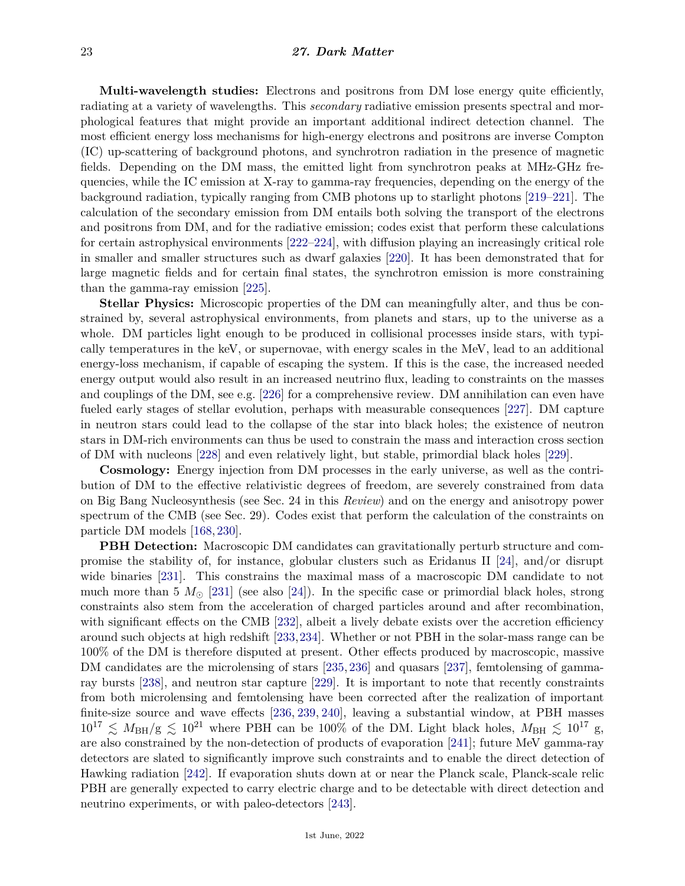**Multi-wavelength studies:** Electrons and positrons from DM lose energy quite efficiently, radiating at a variety of wavelengths. This *secondary* radiative emission presents spectral and morphological features that might provide an important additional indirect detection channel. The most efficient energy loss mechanisms for high-energy electrons and positrons are inverse Compton (IC) up-scattering of background photons, and synchrotron radiation in the presence of magnetic fields. Depending on the DM mass, the emitted light from synchrotron peaks at MHz-GHz frequencies, while the IC emission at X-ray to gamma-ray frequencies, depending on the energy of the background radiation, typically ranging from CMB photons up to starlight photons [219–221]. The calculation of the secondary emission from DM entails both solving the transport of the electrons and positrons from DM, and for the radiative emission; codes exist that perform these calculations for certain astrophysical environments [222–224], with diffusion playing an increasingly critical role in smaller and smaller structures such as dwarf galaxies [220]. It has been demonstrated that for large magnetic fields and for certain final states, the synchrotron emission is more constraining than the gamma-ray emission [225].

**Stellar Physics:** Microscopic properties of the DM can meaningfully alter, and thus be constrained by, several astrophysical environments, from planets and stars, up to the universe as a whole. DM particles light enough to be produced in collisional processes inside stars, with typically temperatures in the keV, or supernovae, with energy scales in the MeV, lead to an additional energy-loss mechanism, if capable of escaping the system. If this is the case, the increased needed energy output would also result in an increased neutrino flux, leading to constraints on the masses and couplings of the DM, see e.g. [226] for a comprehensive review. DM annihilation can even have fueled early stages of stellar evolution, perhaps with measurable consequences [227]. DM capture in neutron stars could lead to the collapse of the star into black holes; the existence of neutron stars in DM-rich environments can thus be used to constrain the mass and interaction cross section of DM with nucleons [228] and even relatively light, but stable, primordial black holes [229].

**Cosmology:** Energy injection from DM processes in the early universe, as well as the contribution of DM to the effective relativistic degrees of freedom, are severely constrained from data on Big Bang Nucleosynthesis (see Sec. 24 in this *Review*) and on the energy and anisotropy power spectrum of the CMB (see Sec. 29). Codes exist that perform the calculation of the constraints on particle DM models [168, 230].

**PBH Detection:** Macroscopic DM candidates can gravitationally perturb structure and compromise the stability of, for instance, globular clusters such as Eridanus II [24], and/or disrupt wide binaries [231]. This constrains the maximal mass of a macroscopic DM candidate to not much more than 5 $M_\odot$ [231] (see also [24]). In the specific case or primordial black holes, strong constraints also stem from the acceleration of charged particles around and after recombination, with significant effects on the CMB [232], albeit a lively debate exists over the accretion efficiency around such objects at high redshift [233, 234]. Whether or not PBH in the solar-mass range can be 100% of the DM is therefore disputed at present. Other effects produced by macroscopic, massive DM candidates are the microlensing of stars [235, 236] and quasars [237], femtolensing of gamma-ray bursts [238], and neutron star capture [229]. It is important to note that recently constraints from both microlensing and femtolensing have been corrected after the realization of important finite-size source and wave effects [236, 239, 240], leaving a substantial window, at PBH masses $10^{17} \lesssim M_{\rm BH}/{\rm g} \lesssim 10^{21}$ where PBH can be 100% of the DM. Light black holes, $M_{\rm BH} \lesssim 10^{17}$ g, are also constrained by the non-detection of products of evaporation [241]; future MeV gamma-ray detectors are slated to significantly improve such constraints and to enable the direct detection of Hawking radiation [242]. If evaporation shuts down at or near the Planck scale, Planck-scale relic PBH are generally expected to carry electric charge and to be detectable with direct detection and neutrino experiments, or with paleo-detectors [243].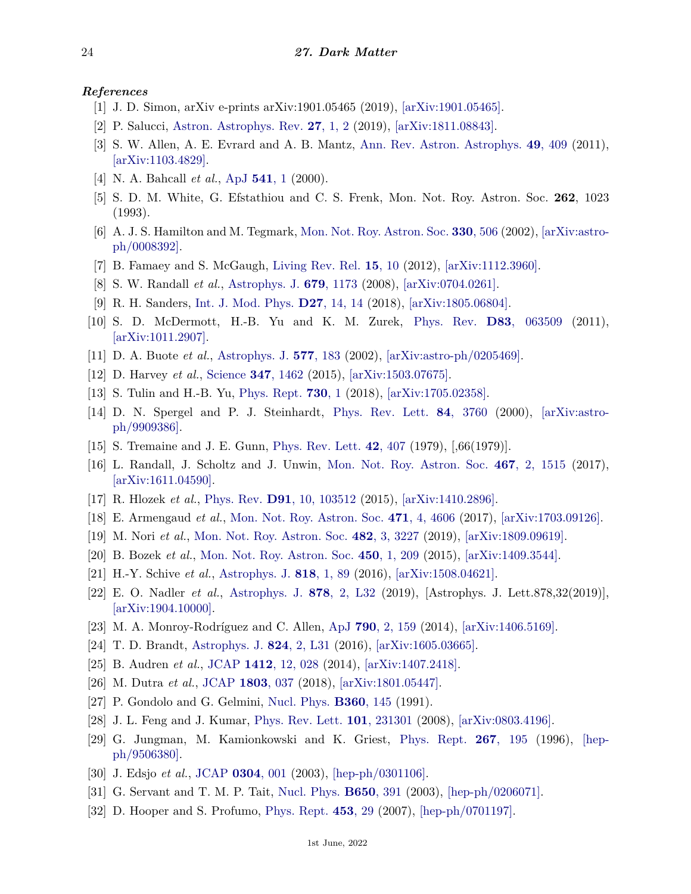*References*

[1] J. D. Simon, arXiv e-prints arXiv:1901.05465 (2019), [arXiv:1901.05465].

[2] P. Salucci, Astron. Astrophys. Rev. **27**, 1, 2 (2019), [arXiv:1811.08843].

[3] S. W. Allen, A. E. Evrard and A. B. Mantz, Ann. Rev. Astron. Astrophys. **49**, 409 (2011), [arXiv:1103.4829].

[4] N. A. Bahcall *et al.*, ApJ **541**, 1 (2000).

[5] S. D. M. White, G. Efstathiou and C. S. Frenk, Mon. Not. Roy. Astron. Soc. **262**, 1023 (1993).

[6] A. J. S. Hamilton and M. Tegmark, Mon. Not. Roy. Astron. Soc. **330**, 506 (2002), [arXiv:astro-ph/0008392].

[7] B. Famaey and S. McGaugh, Living Rev. Rel. **15**, 10 (2012), [arXiv:1112.3960].

[8] S. W. Randall *et al.*, Astrophys. J. **679**, 1173 (2008), [arXiv:0704.0261].

[9] R. H. Sanders, Int. J. Mod. Phys. **D27**, 14, 14 (2018), [arXiv:1805.06804].

[10] S. D. McDermott, H.-B. Yu and K. M. Zurek, Phys. Rev. **D83**, 063509 (2011), [arXiv:1011.2907].

[11] D. A. Buote *et al.*, Astrophys. J. **577**, 183 (2002), [arXiv:astro-ph/0205469].

[12] D. Harvey *et al.*, Science **347**, 1462 (2015), [arXiv:1503.07675].

[13] S. Tulin and H.-B. Yu, Phys. Rept. **730**, 1 (2018), [arXiv:1705.02358].

[14] D. N. Spergel and P. J. Steinhardt, Phys. Rev. Lett. **84**, 3760 (2000), [arXiv:astro-ph/9909386].

[15] S. Tremaine and J. E. Gunn, Phys. Rev. Lett. **42**, 407 (1979), [,66(1979)].

[16] L. Randall, J. Scholtz and J. Unwin, Mon. Not. Roy. Astron. Soc. **467**, 2, 1515 (2017), [arXiv:1611.04590].

[17] R. Hlozek *et al.*, Phys. Rev. **D91**, 10, 103512 (2015), [arXiv:1410.2896].

[18] E. Armengaud *et al.*, Mon. Not. Roy. Astron. Soc. **471**, 4, 4606 (2017), [arXiv:1703.09126].

[19] M. Nori *et al.*, Mon. Not. Roy. Astron. Soc. **482**, 3, 3227 (2019), [arXiv:1809.09619].

[20] B. Bozek *et al.*, Mon. Not. Roy. Astron. Soc. **450**, 1, 209 (2015), [arXiv:1409.3544].

[21] H.-Y. Schive *et al.*, Astrophys. J. **818**, 1, 89 (2016), [arXiv:1508.04621].

[22] E. O. Nadler *et al.*, Astrophys. J. **878**, 2, L32 (2019), [Astrophys. J. Lett.878,32(2019)], [arXiv:1904.10000].

[23] M. A. Monroy-Rodríguez and C. Allen, ApJ **790**, 2, 159 (2014), [arXiv:1406.5169].

[24] T. D. Brandt, Astrophys. J. **824**, 2, L31 (2016), [arXiv:1605.03665].

[25] B. Audren *et al.*, JCAP **1412**, 12, 028 (2014), [arXiv:1407.2418].

[26] M. Dutra *et al.*, JCAP **1803**, 037 (2018), [arXiv:1801.05447].

[27] P. Gondolo and G. Gelmini, Nucl. Phys. **B360**, 145 (1991).

[28] J. L. Feng and J. Kumar, Phys. Rev. Lett. **101**, 231301 (2008), [arXiv:0803.4196].

[29] G. Jungman, M. Kamionkowski and K. Griest, Phys. Rept. **267**, 195 (1996), [hep-ph/9506380].

[30] J. Edsjo *et al.*, JCAP **0304**, 001 (2003), [hep-ph/0301106].

[31] G. Servant and T. M. P. Tait, Nucl. Phys. **B650**, 391 (2003), [hep-ph/0206071].

[32] D. Hooper and S. Profumo, Phys. Rept. **453**, 29 (2007), [hep-ph/0701197].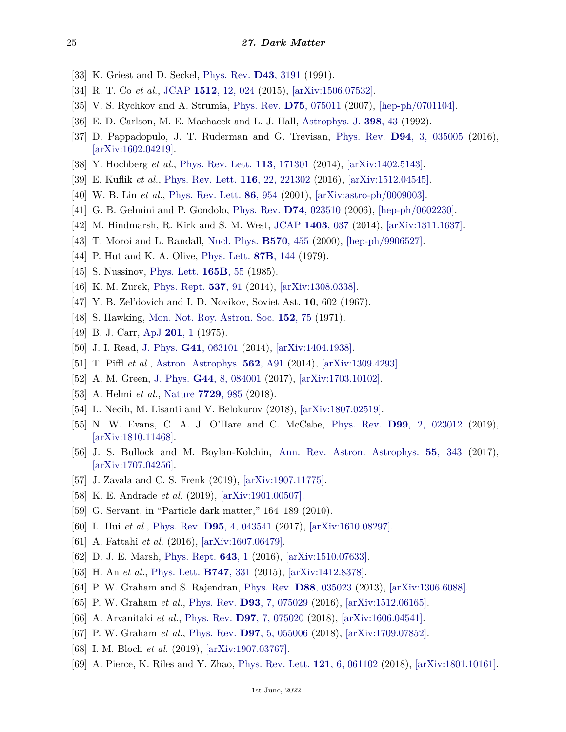[33] K. Griest and D. Seckel, Phys. Rev. **D43**, 3191 (1991).

[34] R. T. Co *et al.*, JCAP **1512**, 12, 024 (2015), [arXiv:1506.07532].

[35] V. S. Rychkov and A. Strumia, Phys. Rev. **D75**, 075011 (2007), [hep-ph/0701104].

[36] E. D. Carlson, M. E. Machacek and L. J. Hall, Astrophys. J. **398**, 43 (1992).

[37] D. Pappadopulo, J. T. Ruderman and G. Trevisan, Phys. Rev. **D94**, 3, 035005 (2016), [arXiv:1602.04219].

[38] Y. Hochberg *et al.*, Phys. Rev. Lett. **113**, 171301 (2014), [arXiv:1402.5143].

[39] E. Kuflik *et al.*, Phys. Rev. Lett. **116**, 22, 221302 (2016), [arXiv:1512.04545].

[40] W. B. Lin *et al.*, Phys. Rev. Lett. **86**, 954 (2001), [arXiv:astro-ph/0009003].

[41] G. B. Gelmini and P. Gondolo, Phys. Rev. **D74**, 023510 (2006), [hep-ph/0602230].

[42] M. Hindmarsh, R. Kirk and S. M. West, JCAP **1403**, 037 (2014), [arXiv:1311.1637].

[43] T. Moroi and L. Randall, Nucl. Phys. **B570**, 455 (2000), [hep-ph/9906527].

[44] P. Hut and K. A. Olive, Phys. Lett. **87B**, 144 (1979).

[45] S. Nussinov, Phys. Lett. **165B**, 55 (1985).

[46] K. M. Zurek, Phys. Rept. **537**, 91 (2014), [arXiv:1308.0338].

[47] Y. B. Zel'dovich and I. D. Novikov, Soviet Ast. **10**, 602 (1967).

[48] S. Hawking, Mon. Not. Roy. Astron. Soc. **152**, 75 (1971).

[49] B. J. Carr, ApJ **201**, 1 (1975).

[50] J. I. Read, J. Phys. **G41**, 063101 (2014), [arXiv:1404.1938].

[51] T. Piffl *et al.*, Astron. Astrophys. **562**, A91 (2014), [arXiv:1309.4293].

[52] A. M. Green, J. Phys. **G44**, 8, 084001 (2017), [arXiv:1703.10102].

[53] A. Helmi *et al.*, Nature **7729**, 985 (2018).

[54] L. Necib, M. Lisanti and V. Belokurov (2018), [arXiv:1807.02519].

[55] N. W. Evans, C. A. J. O'Hare and C. McCabe, Phys. Rev. **D99**, 2, 023012 (2019), [arXiv:1810.11468].

[56] J. S. Bullock and M. Boylan-Kolchin, Ann. Rev. Astron. Astrophys. **55**, 343 (2017), [arXiv:1707.04256].

[57] J. Zavala and C. S. Frenk (2019), [arXiv:1907.11775].

[58] K. E. Andrade *et al.* (2019), [arXiv:1901.00507].

[59] G. Servant, in "Particle dark matter," 164–189 (2010).

[60] L. Hui *et al.*, Phys. Rev. **D95**, 4, 043541 (2017), [arXiv:1610.08297].

[61] A. Fattahi *et al.* (2016), [arXiv:1607.06479].

[62] D. J. E. Marsh, Phys. Rept. **643**, 1 (2016), [arXiv:1510.07633].

[63] H. An *et al.*, Phys. Lett. **B747**, 331 (2015), [arXiv:1412.8378].

[64] P. W. Graham and S. Rajendran, Phys. Rev. **D88**, 035023 (2013), [arXiv:1306.6088].

[65] P. W. Graham *et al.*, Phys. Rev. **D93**, 7, 075029 (2016), [arXiv:1512.06165].

[66] A. Arvanitaki *et al.*, Phys. Rev. **D97**, 7, 075020 (2018), [arXiv:1606.04541].

[67] P. W. Graham *et al.*, Phys. Rev. **D97**, 5, 055006 (2018), [arXiv:1709.07852].

[68] I. M. Bloch *et al.* (2019), [arXiv:1907.03767].

[69] A. Pierce, K. Riles and Y. Zhao, Phys. Rev. Lett. **121**, 6, 061102 (2018), [arXiv:1801.10161].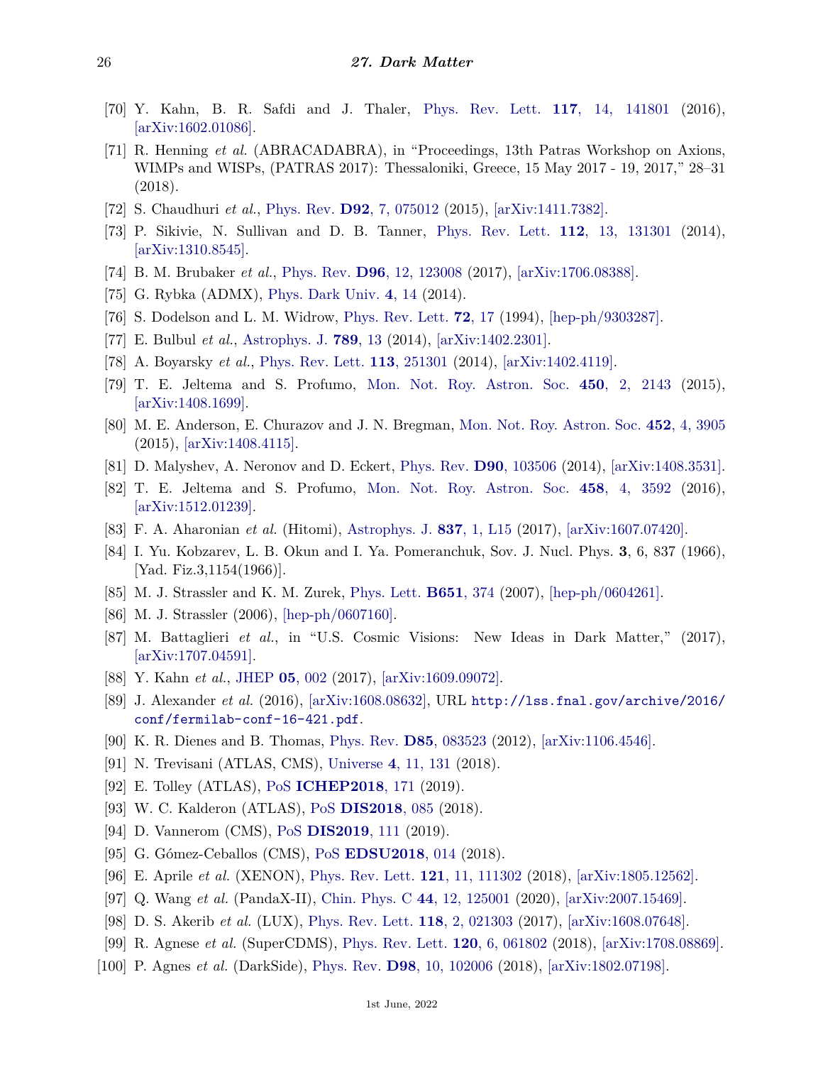[70] Y. Kahn, B. R. Safdi and J. Thaler, Phys. Rev. Lett. **117**, 14, 141801 (2016), [arXiv:1602.01086].

[71] R. Henning *et al.* (ABRACADABRA), in "Proceedings, 13th Patras Workshop on Axions, WIMPs and WISPs, (PATRAS 2017): Thessaloniki, Greece, 15 May 2017 - 19, 2017," 28–31 (2018).

[72] S. Chaudhuri *et al.*, Phys. Rev. **D92**, 7, 075012 (2015), [arXiv:1411.7382].

[73] P. Sikivie, N. Sullivan and D. B. Tanner, Phys. Rev. Lett. **112**, 13, 131301 (2014), [arXiv:1310.8545].

[74] B. M. Brubaker *et al.*, Phys. Rev. **D96**, 12, 123008 (2017), [arXiv:1706.08388].

[75] G. Rybka (ADMX), Phys. Dark Univ. **4**, 14 (2014).

[76] S. Dodelson and L. M. Widrow, Phys. Rev. Lett. **72**, 17 (1994), [hep-ph/9303287].

[77] E. Bulbul *et al.*, Astrophys. J. **789**, 13 (2014), [arXiv:1402.2301].

[78] A. Boyarsky *et al.*, Phys. Rev. Lett. **113**, 251301 (2014), [arXiv:1402.4119].

[79] T. E. Jeltema and S. Profumo, Mon. Not. Roy. Astron. Soc. **450**, 2, 2143 (2015), [arXiv:1408.1699].

[80] M. E. Anderson, E. Churazov and J. N. Bregman, Mon. Not. Roy. Astron. Soc. **452**, 4, 3905 (2015), [arXiv:1408.4115].

[81] D. Malyshev, A. Neronov and D. Eckert, Phys. Rev. **D90**, 103506 (2014), [arXiv:1408.3531].

[82] T. E. Jeltema and S. Profumo, Mon. Not. Roy. Astron. Soc. **458**, 4, 3592 (2016), [arXiv:1512.01239].

[83] F. A. Aharonian *et al.* (Hitomi), Astrophys. J. **837**, 1, L15 (2017), [arXiv:1607.07420].

[84] I. Yu. Kobzarev, L. B. Okun and I. Ya. Pomeranchuk, Sov. J. Nucl. Phys. **3**, 6, 837 (1966), [Yad. Fiz.3,1154(1966)].

[85] M. J. Strassler and K. M. Zurek, Phys. Lett. **B651**, 374 (2007), [hep-ph/0604261].

[86] M. J. Strassler (2006), [hep-ph/0607160].

[87] M. Battaglieri *et al.*, in "U.S. Cosmic Visions: New Ideas in Dark Matter," (2017), [arXiv:1707.04591].

[88] Y. Kahn *et al.*, JHEP **05**, 002 (2017), [arXiv:1609.09072].

[89] J. Alexander *et al.* (2016), [arXiv:1608.08632], URL `http://lss.fnal.gov/archive/2016/conf/fermilab-conf-16-421.pdf`.

[90] K. R. Dienes and B. Thomas, Phys. Rev. **D85**, 083523 (2012), [arXiv:1106.4546].

[91] N. Trevisani (ATLAS, CMS), Universe **4**, 11, 131 (2018).

[92] E. Tolley (ATLAS), PoS **ICHEP2018**, 171 (2019).

[93] W. C. Kalderon (ATLAS), PoS **DIS2018**, 085 (2018).

[94] D. Vannerom (CMS), PoS **DIS2019**, 111 (2019).

[95] G. Gómez-Ceballos (CMS), PoS **EDSU2018**, 014 (2018).

[96] E. Aprile *et al.* (XENON), Phys. Rev. Lett. **121**, 11, 111302 (2018), [arXiv:1805.12562].

[97] Q. Wang *et al.* (PandaX-II), Chin. Phys. C **44**, 12, 125001 (2020), [arXiv:2007.15469].

[98] D. S. Akerib *et al.* (LUX), Phys. Rev. Lett. **118**, 2, 021303 (2017), [arXiv:1608.07648].

[99] R. Agnese *et al.* (SuperCDMS), Phys. Rev. Lett. **120**, 6, 061802 (2018), [arXiv:1708.08869].

[100] P. Agnes *et al.* (DarkSide), Phys. Rev. **D98**, 10, 102006 (2018), [arXiv:1802.07198].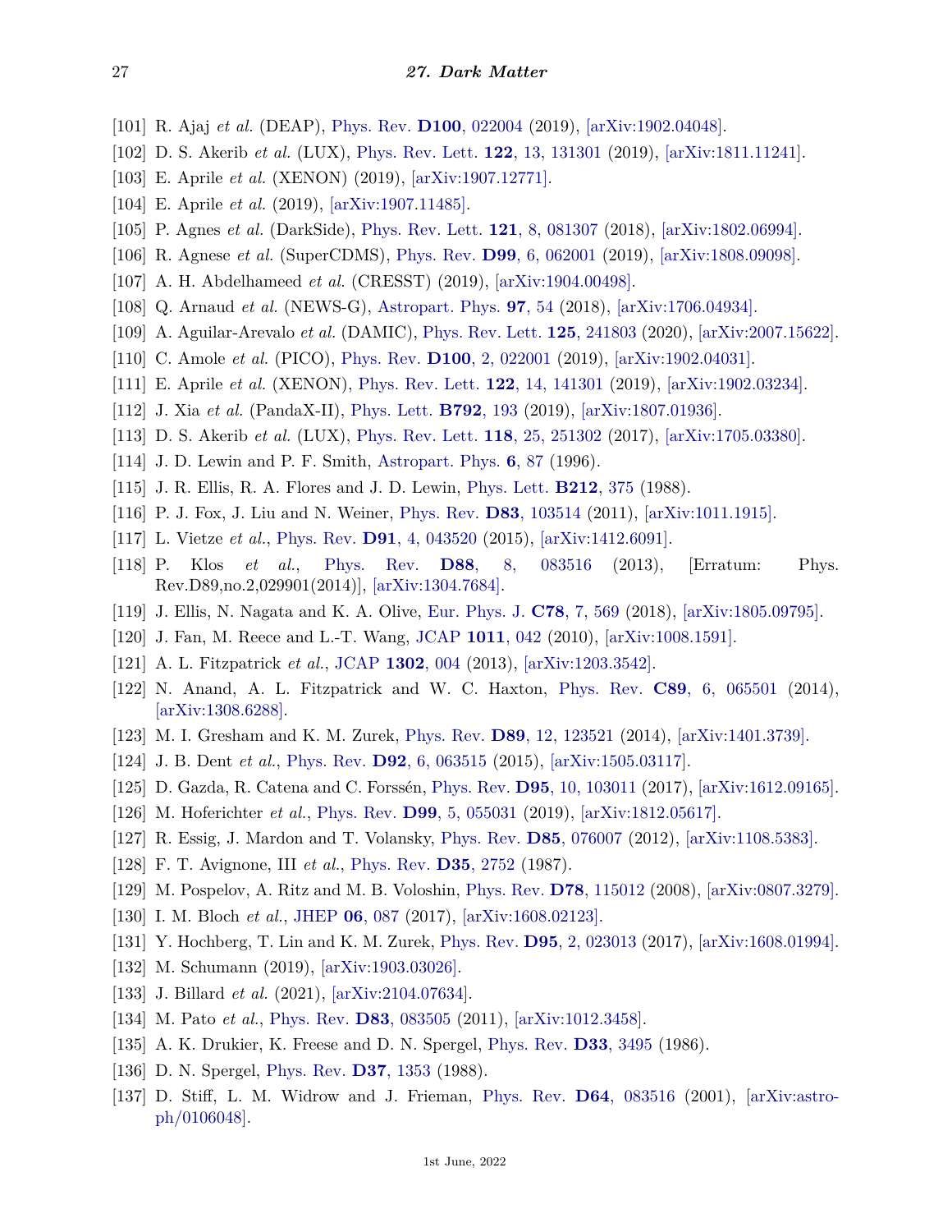[101] R. Ajaj *et al.* (DEAP), Phys. Rev. **D100**, 022004 (2019), [arXiv:1902.04048].

[102] D. S. Akerib *et al.* (LUX), Phys. Rev. Lett. **122**, 13, 131301 (2019), [arXiv:1811.11241].

[103] E. Aprile *et al.* (XENON) (2019), [arXiv:1907.12771].

[104] E. Aprile *et al.* (2019), [arXiv:1907.11485].

[105] P. Agnes *et al.* (DarkSide), Phys. Rev. Lett. **121**, 8, 081307 (2018), [arXiv:1802.06994].

[106] R. Agnese *et al.* (SuperCDMS), Phys. Rev. **D99**, 6, 062001 (2019), [arXiv:1808.09098].

[107] A. H. Abdelhameed *et al.* (CRESST) (2019), [arXiv:1904.00498].

[108] Q. Arnaud *et al.* (NEWS-G), Astropart. Phys. **97**, 54 (2018), [arXiv:1706.04934].

[109] A. Aguilar-Arevalo *et al.* (DAMIC), Phys. Rev. Lett. **125**, 241803 (2020), [arXiv:2007.15622].

[110] C. Amole *et al.* (PICO), Phys. Rev. **D100**, 2, 022001 (2019), [arXiv:1902.04031].

[111] E. Aprile *et al.* (XENON), Phys. Rev. Lett. **122**, 14, 141301 (2019), [arXiv:1902.03234].

[112] J. Xia *et al.* (PandaX-II), Phys. Lett. **B792**, 193 (2019), [arXiv:1807.01936].

[113] D. S. Akerib *et al.* (LUX), Phys. Rev. Lett. **118**, 25, 251302 (2017), [arXiv:1705.03380].

[114] J. D. Lewin and P. F. Smith, Astropart. Phys. **6**, 87 (1996).

[115] J. R. Ellis, R. A. Flores and J. D. Lewin, Phys. Lett. **B212**, 375 (1988).

[116] P. J. Fox, J. Liu and N. Weiner, Phys. Rev. **D83**, 103514 (2011), [arXiv:1011.1915].

[117] L. Vietze *et al.*, Phys. Rev. **D91**, 4, 043520 (2015), [arXiv:1412.6091].

[118] P. Klos *et al.*, Phys. Rev. **D88**, 8, 083516 (2013), [Erratum: Phys. Rev.D89,no.2,029901(2014)], [arXiv:1304.7684].

[119] J. Ellis, N. Nagata and K. A. Olive, Eur. Phys. J. **C78**, 7, 569 (2018), [arXiv:1805.09795].

[120] J. Fan, M. Reece and L.-T. Wang, JCAP **1011**, 042 (2010), [arXiv:1008.1591].

[121] A. L. Fitzpatrick *et al.*, JCAP **1302**, 004 (2013), [arXiv:1203.3542].

[122] N. Anand, A. L. Fitzpatrick and W. C. Haxton, Phys. Rev. **C89**, 6, 065501 (2014), [arXiv:1308.6288].

[123] M. I. Gresham and K. M. Zurek, Phys. Rev. **D89**, 12, 123521 (2014), [arXiv:1401.3739].

[124] J. B. Dent *et al.*, Phys. Rev. **D92**, 6, 063515 (2015), [arXiv:1505.03117].

[125] D. Gazda, R. Catena and C. Forssén, Phys. Rev. **D95**, 10, 103011 (2017), [arXiv:1612.09165].

[126] M. Hoferichter *et al.*, Phys. Rev. **D99**, 5, 055031 (2019), [arXiv:1812.05617].

[127] R. Essig, J. Mardon and T. Volansky, Phys. Rev. **D85**, 076007 (2012), [arXiv:1108.5383].

[128] F. T. Avignone, III *et al.*, Phys. Rev. **D35**, 2752 (1987).

[129] M. Pospelov, A. Ritz and M. B. Voloshin, Phys. Rev. **D78**, 115012 (2008), [arXiv:0807.3279].

[130] I. M. Bloch *et al.*, JHEP **06**, 087 (2017), [arXiv:1608.02123].

[131] Y. Hochberg, T. Lin and K. M. Zurek, Phys. Rev. **D95**, 2, 023013 (2017), [arXiv:1608.01994].

[132] M. Schumann (2019), [arXiv:1903.03026].

[133] J. Billard *et al.* (2021), [arXiv:2104.07634].

[134] M. Pato *et al.*, Phys. Rev. **D83**, 083505 (2011), [arXiv:1012.3458].

[135] A. K. Drukier, K. Freese and D. N. Spergel, Phys. Rev. **D33**, 3495 (1986).

[136] D. N. Spergel, Phys. Rev. **D37**, 1353 (1988).

[137] D. Stiff, L. M. Widrow and J. Frieman, Phys. Rev. **D64**, 083516 (2001), [arXiv:astro-ph/0106048].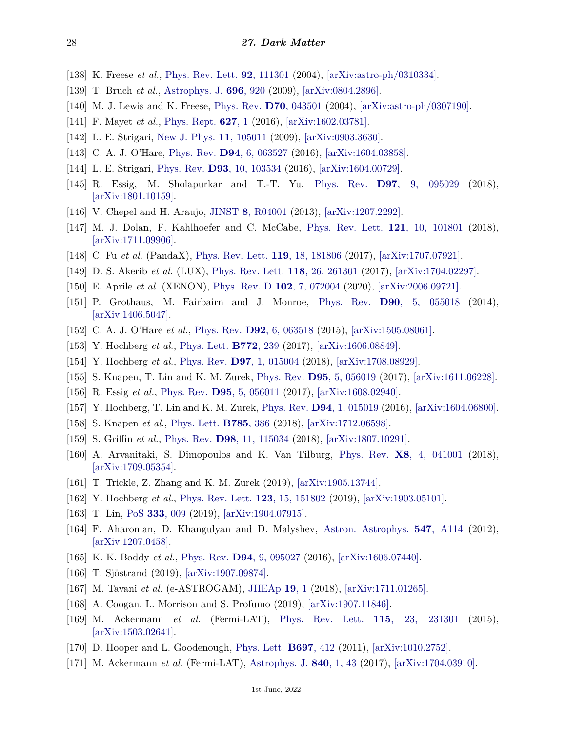[138] K. Freese *et al.*, Phys. Rev. Lett. **92**, 111301 (2004), [arXiv:astro-ph/0310334].

[139] T. Bruch *et al.*, Astrophys. J. **696**, 920 (2009), [arXiv:0804.2896].

[140] M. J. Lewis and K. Freese, Phys. Rev. **D70**, 043501 (2004), [arXiv:astro-ph/0307190].

[141] F. Mayet *et al.*, Phys. Rept. **627**, 1 (2016), [arXiv:1602.03781].

[142] L. E. Strigari, New J. Phys. **11**, 105011 (2009), [arXiv:0903.3630].

[143] C. A. J. O'Hare, Phys. Rev. **D94**, 6, 063527 (2016), [arXiv:1604.03858].

[144] L. E. Strigari, Phys. Rev. **D93**, 10, 103534 (2016), [arXiv:1604.00729].

[145] R. Essig, M. Sholapurkar and T.-T. Yu, Phys. Rev. **D97**, 9, 095029 (2018), [arXiv:1801.10159].

[146] V. Chepel and H. Araujo, JINST **8**, R04001 (2013), [arXiv:1207.2292].

[147] M. J. Dolan, F. Kahlhoefer and C. McCabe, Phys. Rev. Lett. **121**, 10, 101801 (2018), [arXiv:1711.09906].

[148] C. Fu *et al.* (PandaX), Phys. Rev. Lett. **119**, 18, 181806 (2017), [arXiv:1707.07921].

[149] D. S. Akerib *et al.* (LUX), Phys. Rev. Lett. **118**, 26, 261301 (2017), [arXiv:1704.02297].

[150] E. Aprile *et al.* (XENON), Phys. Rev. D **102**, 7, 072004 (2020), [arXiv:2006.09721].

[151] P. Grothaus, M. Fairbairn and J. Monroe, Phys. Rev. **D90**, 5, 055018 (2014), [arXiv:1406.5047].

[152] C. A. J. O'Hare *et al.*, Phys. Rev. **D92**, 6, 063518 (2015), [arXiv:1505.08061].

[153] Y. Hochberg *et al.*, Phys. Lett. **B772**, 239 (2017), [arXiv:1606.08849].

[154] Y. Hochberg *et al.*, Phys. Rev. **D97**, 1, 015004 (2018), [arXiv:1708.08929].

[155] S. Knapen, T. Lin and K. M. Zurek, Phys. Rev. **D95**, 5, 056019 (2017), [arXiv:1611.06228].

[156] R. Essig *et al.*, Phys. Rev. **D95**, 5, 056011 (2017), [arXiv:1608.02940].

[157] Y. Hochberg, T. Lin and K. M. Zurek, Phys. Rev. **D94**, 1, 015019 (2016), [arXiv:1604.06800].

[158] S. Knapen *et al.*, Phys. Lett. **B785**, 386 (2018), [arXiv:1712.06598].

[159] S. Griffin *et al.*, Phys. Rev. **D98**, 11, 115034 (2018), [arXiv:1807.10291].

[160] A. Arvanitaki, S. Dimopoulos and K. Van Tilburg, Phys. Rev. **X8**, 4, 041001 (2018), [arXiv:1709.05354].

[161] T. Trickle, Z. Zhang and K. M. Zurek (2019), [arXiv:1905.13744].

[162] Y. Hochberg *et al.*, Phys. Rev. Lett. **123**, 15, 151802 (2019), [arXiv:1903.05101].

[163] T. Lin, PoS **333**, 009 (2019), [arXiv:1904.07915].

[164] F. Aharonian, D. Khangulyan and D. Malyshev, Astron. Astrophys. **547**, A114 (2012), [arXiv:1207.0458].

[165] K. K. Boddy *et al.*, Phys. Rev. **D94**, 9, 095027 (2016), [arXiv:1606.07440].

[166] T. Sjöstrand (2019), [arXiv:1907.09874].

[167] M. Tavani *et al.* (e-ASTROGAM), JHEAp **19**, 1 (2018), [arXiv:1711.01265].

[168] A. Coogan, L. Morrison and S. Profumo (2019), [arXiv:1907.11846].

[169] M. Ackermann *et al.* (Fermi-LAT), Phys. Rev. Lett. **115**, 23, 231301 (2015), [arXiv:1503.02641].

[170] D. Hooper and L. Goodenough, Phys. Lett. **B697**, 412 (2011), [arXiv:1010.2752].

[171] M. Ackermann *et al.* (Fermi-LAT), Astrophys. J. **840**, 1, 43 (2017), [arXiv:1704.03910].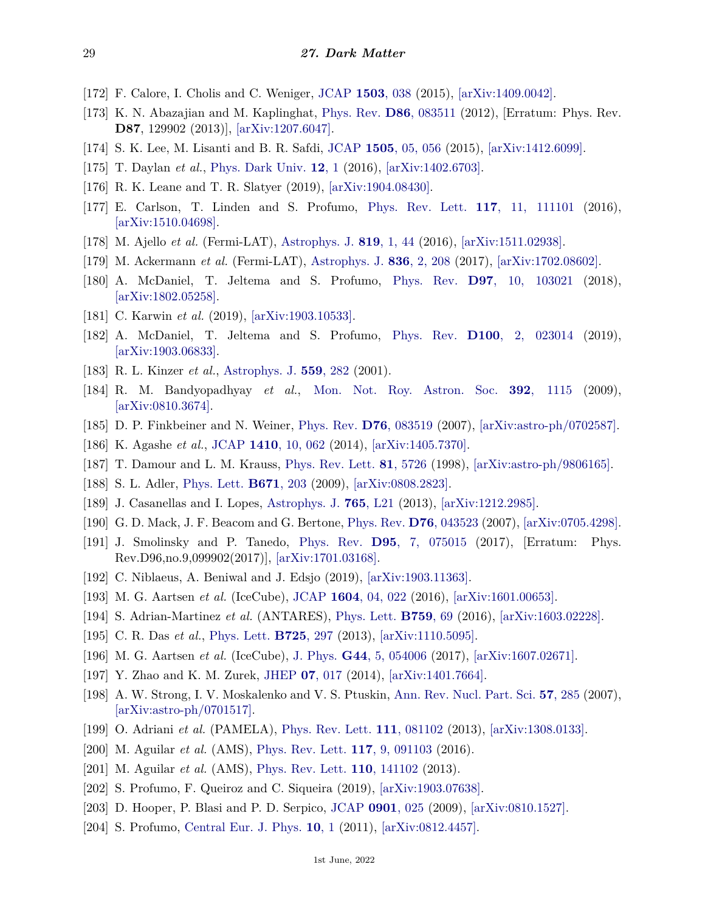[172] F. Calore, I. Cholis and C. Weniger, JCAP **1503**, 038 (2015), [arXiv:1409.0042].

[173] K. N. Abazajian and M. Kaplinghat, Phys. Rev. **D86**, 083511 (2012), [Erratum: Phys. Rev. **D87**, 129902 (2013)], [arXiv:1207.6047].

[174] S. K. Lee, M. Lisanti and B. R. Safdi, JCAP **1505**, 05, 056 (2015), [arXiv:1412.6099].

[175] T. Daylan *et al.*, Phys. Dark Univ. **12**, 1 (2016), [arXiv:1402.6703].

[176] R. K. Leane and T. R. Slatyer (2019), [arXiv:1904.08430].

[177] E. Carlson, T. Linden and S. Profumo, Phys. Rev. Lett. **117**, 11, 111101 (2016), [arXiv:1510.04698].

[178] M. Ajello *et al.* (Fermi-LAT), Astrophys. J. **819**, 1, 44 (2016), [arXiv:1511.02938].

[179] M. Ackermann *et al.* (Fermi-LAT), Astrophys. J. **836**, 2, 208 (2017), [arXiv:1702.08602].

[180] A. McDaniel, T. Jeltema and S. Profumo, Phys. Rev. **D97**, 10, 103021 (2018), [arXiv:1802.05258].

[181] C. Karwin *et al.* (2019), [arXiv:1903.10533].

[182] A. McDaniel, T. Jeltema and S. Profumo, Phys. Rev. **D100**, 2, 023014 (2019), [arXiv:1903.06833].

[183] R. L. Kinzer *et al.*, Astrophys. J. **559**, 282 (2001).

[184] R. M. Bandyopadhyay *et al.*, Mon. Not. Roy. Astron. Soc. **392**, 1115 (2009), [arXiv:0810.3674].

[185] D. P. Finkbeiner and N. Weiner, Phys. Rev. **D76**, 083519 (2007), [arXiv:astro-ph/0702587].

[186] K. Agashe *et al.*, JCAP **1410**, 10, 062 (2014), [arXiv:1405.7370].

[187] T. Damour and L. M. Krauss, Phys. Rev. Lett. **81**, 5726 (1998), [arXiv:astro-ph/9806165].

[188] S. L. Adler, Phys. Lett. **B671**, 203 (2009), [arXiv:0808.2823].

[189] J. Casanellas and I. Lopes, Astrophys. J. **765**, L21 (2013), [arXiv:1212.2985].

[190] G. D. Mack, J. F. Beacom and G. Bertone, Phys. Rev. **D76**, 043523 (2007), [arXiv:0705.4298].

[191] J. Smolinsky and P. Tanedo, Phys. Rev. **D95**, 7, 075015 (2017), [Erratum: Phys. Rev.D96,no.9,099902(2017)], [arXiv:1701.03168].

[192] C. Niblaeus, A. Beniwal and J. Edsjo (2019), [arXiv:1903.11363].

[193] M. G. Aartsen *et al.* (IceCube), JCAP **1604**, 04, 022 (2016), [arXiv:1601.00653].

[194] S. Adrian-Martinez *et al.* (ANTARES), Phys. Lett. **B759**, 69 (2016), [arXiv:1603.02228].

[195] C. R. Das *et al.*, Phys. Lett. **B725**, 297 (2013), [arXiv:1110.5095].

[196] M. G. Aartsen *et al.* (IceCube), J. Phys. **G44**, 5, 054006 (2017), [arXiv:1607.02671].

[197] Y. Zhao and K. M. Zurek, JHEP **07**, 017 (2014), [arXiv:1401.7664].

[198] A. W. Strong, I. V. Moskalenko and V. S. Ptuskin, Ann. Rev. Nucl. Part. Sci. **57**, 285 (2007), [arXiv:astro-ph/0701517].

[199] O. Adriani *et al.* (PAMELA), Phys. Rev. Lett. **111**, 081102 (2013), [arXiv:1308.0133].

[200] M. Aguilar *et al.* (AMS), Phys. Rev. Lett. **117**, 9, 091103 (2016).

[201] M. Aguilar *et al.* (AMS), Phys. Rev. Lett. **110**, 141102 (2013).

[202] S. Profumo, F. Queiroz and C. Siqueira (2019), [arXiv:1903.07638].

[203] D. Hooper, P. Blasi and P. D. Serpico, JCAP **0901**, 025 (2009), [arXiv:0810.1527].

[204] S. Profumo, Central Eur. J. Phys. **10**, 1 (2011), [arXiv:0812.4457].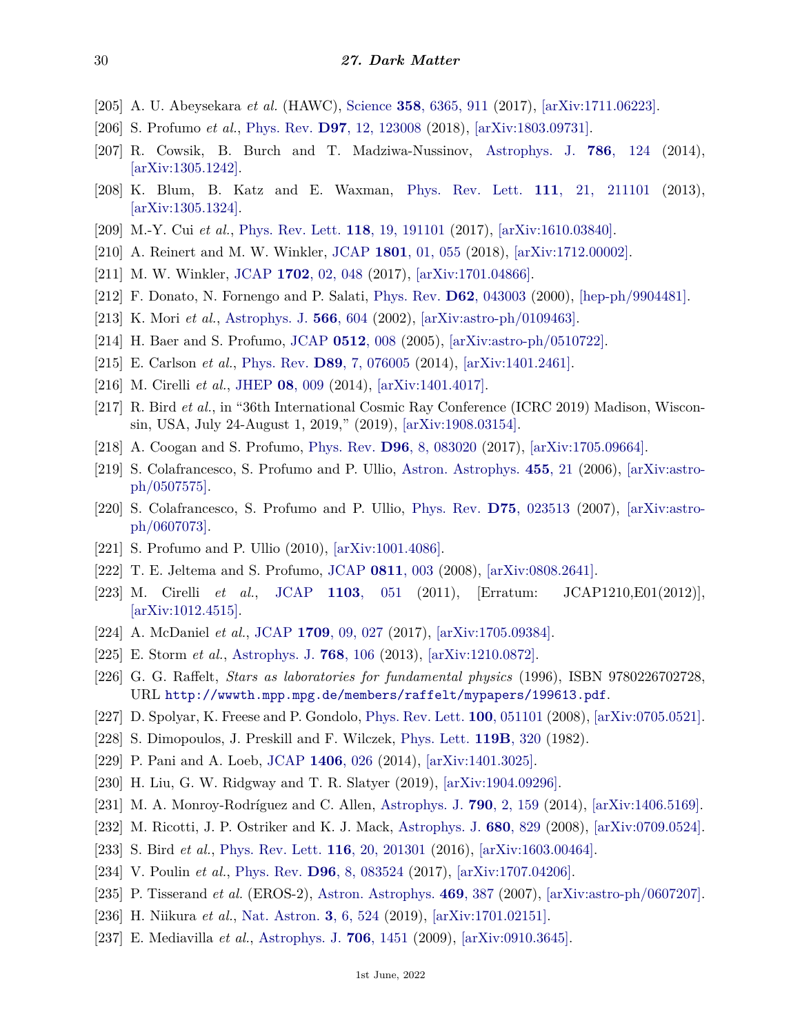[205] A. U. Abeysekara *et al.* (HAWC), Science **358**, 6365, 911 (2017), [arXiv:1711.06223].

[206] S. Profumo *et al.*, Phys. Rev. **D97**, 12, 123008 (2018), [arXiv:1803.09731].

[207] R. Cowsik, B. Burch and T. Madziwa-Nussinov, Astrophys. J. **786**, 124 (2014), [arXiv:1305.1242].

[208] K. Blum, B. Katz and E. Waxman, Phys. Rev. Lett. **111**, 21, 211101 (2013), [arXiv:1305.1324].

[209] M.-Y. Cui *et al.*, Phys. Rev. Lett. **118**, 19, 191101 (2017), [arXiv:1610.03840].

[210] A. Reinert and M. W. Winkler, JCAP **1801**, 01, 055 (2018), [arXiv:1712.00002].

[211] M. W. Winkler, JCAP **1702**, 02, 048 (2017), [arXiv:1701.04866].

[212] F. Donato, N. Fornengo and P. Salati, Phys. Rev. **D62**, 043003 (2000), [hep-ph/9904481].

[213] K. Mori *et al.*, Astrophys. J. **566**, 604 (2002), [arXiv:astro-ph/0109463].

[214] H. Baer and S. Profumo, JCAP **0512**, 008 (2005), [arXiv:astro-ph/0510722].

[215] E. Carlson *et al.*, Phys. Rev. **D89**, 7, 076005 (2014), [arXiv:1401.2461].

[216] M. Cirelli *et al.*, JHEP **08**, 009 (2014), [arXiv:1401.4017].

[217] R. Bird *et al.*, in "36th International Cosmic Ray Conference (ICRC 2019) Madison, Wisconsin, USA, July 24-August 1, 2019," (2019), [arXiv:1908.03154].

[218] A. Coogan and S. Profumo, Phys. Rev. **D96**, 8, 083020 (2017), [arXiv:1705.09664].

[219] S. Colafrancesco, S. Profumo and P. Ullio, Astron. Astrophys. **455**, 21 (2006), [arXiv:astro-ph/0507575].

[220] S. Colafrancesco, S. Profumo and P. Ullio, Phys. Rev. **D75**, 023513 (2007), [arXiv:astro-ph/0607073].

[221] S. Profumo and P. Ullio (2010), [arXiv:1001.4086].

[222] T. E. Jeltema and S. Profumo, JCAP **0811**, 003 (2008), [arXiv:0808.2641].

[223] M. Cirelli *et al.*, JCAP **1103**, 051 (2011), [Erratum: JCAP1210,E01(2012)], [arXiv:1012.4515].

[224] A. McDaniel *et al.*, JCAP **1709**, 09, 027 (2017), [arXiv:1705.09384].

[225] E. Storm *et al.*, Astrophys. J. **768**, 106 (2013), [arXiv:1210.0872].

[226] G. G. Raffelt, *Stars as laboratories for fundamental physics* (1996), ISBN 9780226702728, URL `http://wwwth.mpp.mpg.de/members/raffelt/mypapers/199613.pdf`.

[227] D. Spolyar, K. Freese and P. Gondolo, Phys. Rev. Lett. **100**, 051101 (2008), [arXiv:0705.0521].

[228] S. Dimopoulos, J. Preskill and F. Wilczek, Phys. Lett. **119B**, 320 (1982).

[229] P. Pani and A. Loeb, JCAP **1406**, 026 (2014), [arXiv:1401.3025].

[230] H. Liu, G. W. Ridgway and T. R. Slatyer (2019), [arXiv:1904.09296].

[231] M. A. Monroy-Rodríguez and C. Allen, Astrophys. J. **790**, 2, 159 (2014), [arXiv:1406.5169].

[232] M. Ricotti, J. P. Ostriker and K. J. Mack, Astrophys. J. **680**, 829 (2008), [arXiv:0709.0524].

[233] S. Bird *et al.*, Phys. Rev. Lett. **116**, 20, 201301 (2016), [arXiv:1603.00464].

[234] V. Poulin *et al.*, Phys. Rev. **D96**, 8, 083524 (2017), [arXiv:1707.04206].

[235] P. Tisserand *et al.* (EROS-2), Astron. Astrophys. **469**, 387 (2007), [arXiv:astro-ph/0607207].

[236] H. Niikura *et al.*, Nat. Astron. **3**, 6, 524 (2019), [arXiv:1701.02151].

[237] E. Mediavilla *et al.*, Astrophys. J. **706**, 1451 (2009), [arXiv:0910.3645].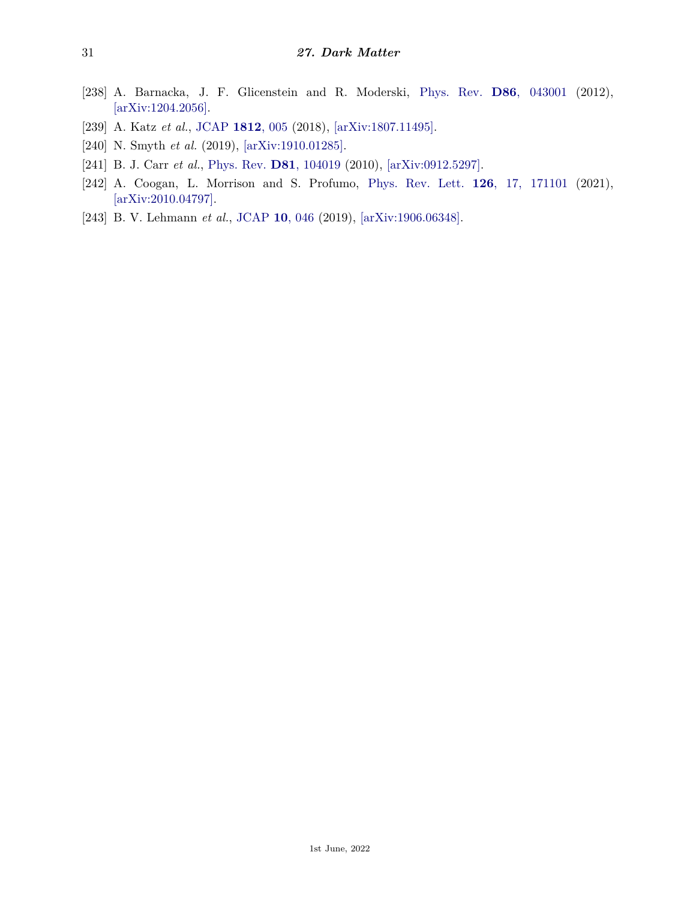[238] A. Barnacka, J. F. Glicenstein and R. Moderski, Phys. Rev. **D86**, 043001 (2012), [arXiv:1204.2056].

[239] A. Katz *et al.*, JCAP **1812**, 005 (2018), [arXiv:1807.11495].

[240] N. Smyth *et al.* (2019), [arXiv:1910.01285].

[241] B. J. Carr *et al.*, Phys. Rev. **D81**, 104019 (2010), [arXiv:0912.5297].

[242] A. Coogan, L. Morrison and S. Profumo, Phys. Rev. Lett. **126**, 17, 171101 (2021), [arXiv:2010.04797].

[243] B. V. Lehmann *et al.*, JCAP **10**, 046 (2019), [arXiv:1906.06348].